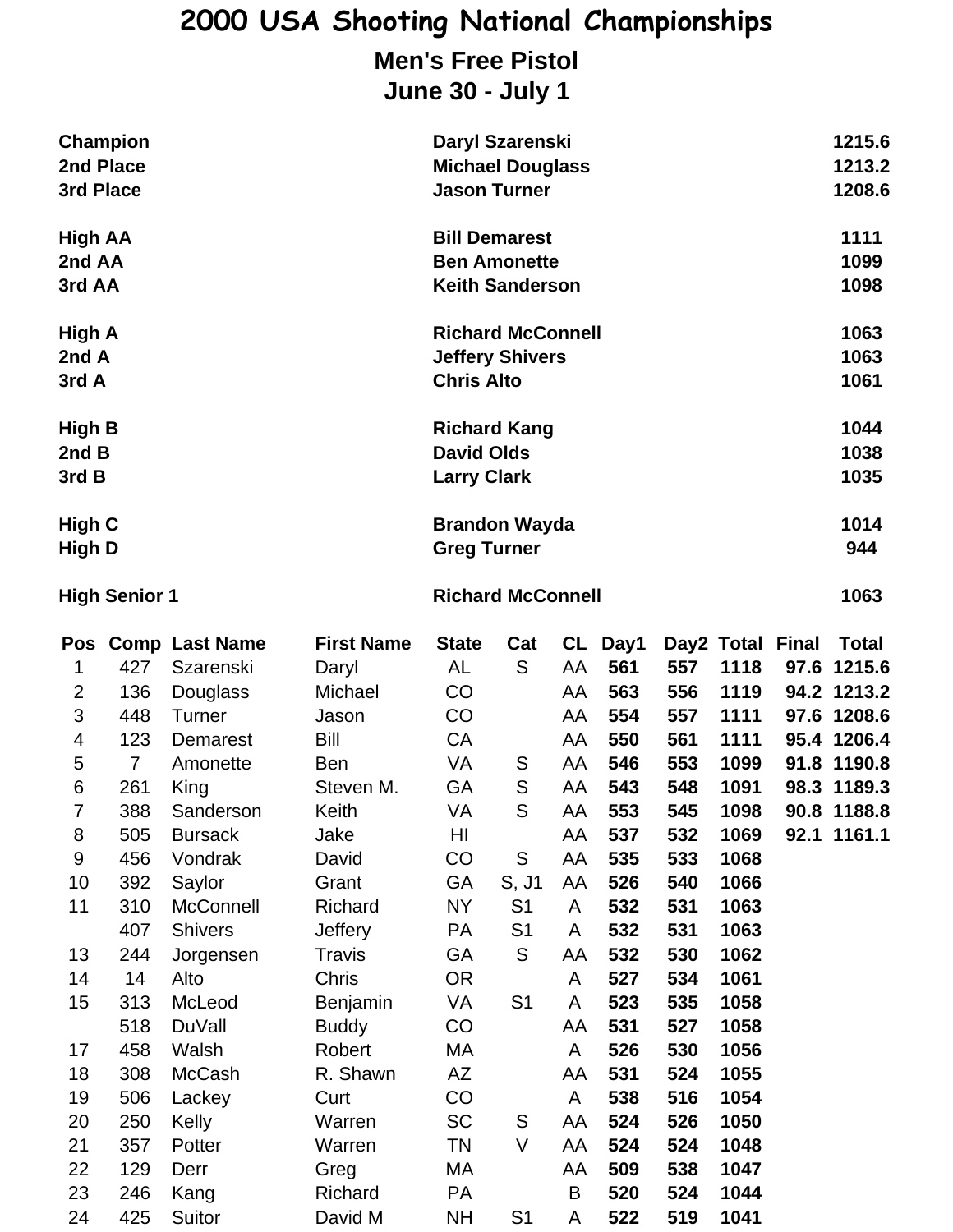# 2000 USA Shooting National Championships

## Men's Free Pistol

## June 30 - July 1

| | | |
|---|---|---|
| **Champion** | **Daryl Szarenski** | **1215.6** |
| **2nd Place** | **Michael Douglass** | **1213.2** |
| **3rd Place** | **Jason Turner** | **1208.6** |
| | | |
| **High AA** | **Bill Demarest** | **1111** |
| **2nd AA** | **Ben Amonette** | **1099** |
| **3rd AA** | **Keith Sanderson** | **1098** |
| | | |
| **High A** | **Richard McConnell** | **1063** |
| **2nd A** | **Jeffery Shivers** | **1063** |
| **3rd A** | **Chris Alto** | **1061** |
| | | |
| **High B** | **Richard Kang** | **1044** |
| **2nd B** | **David Olds** | **1038** |
| **3rd B** | **Larry Clark** | **1035** |
| | | |
| **High C** | **Brandon Wayda** | **1014** |
| **High D** | **Greg Turner** | **944** |
| | | |
| **High Senior 1** | **Richard McConnell** | **1063** |

| Pos | Comp | Last Name | First Name | State | Cat | CL | Day1 | Day2 | Total | Final | Total |
|---|---|---|---|---|---|---|---|---|---|---|---|
| 1 | 427 | Szarenski | Daryl | AL | S | AA | **561** | **557** | **1118** | **97.6** | **1215.6** |
| 2 | 136 | Douglass | Michael | CO | | AA | **563** | **556** | **1119** | **94.2** | **1213.2** |
| 3 | 448 | Turner | Jason | CO | | AA | **554** | **557** | **1111** | **97.6** | **1208.6** |
| 4 | 123 | Demarest | Bill | CA | | AA | **550** | **561** | **1111** | **95.4** | **1206.4** |
| 5 | 7 | Amonette | Ben | VA | S | AA | **546** | **553** | **1099** | **91.8** | **1190.8** |
| 6 | 261 | King | Steven M. | GA | S | AA | **543** | **548** | **1091** | **98.3** | **1189.3** |
| 7 | 388 | Sanderson | Keith | VA | S | AA | **553** | **545** | **1098** | **90.8** | **1188.8** |
| 8 | 505 | Bursack | Jake | HI | | AA | **537** | **532** | **1069** | **92.1** | **1161.1** |
| 9 | 456 | Vondrak | David | CO | S | AA | **535** | **533** | **1068** | | |
| 10 | 392 | Saylor | Grant | GA | S, J1 | AA | **526** | **540** | **1066** | | |
| 11 | 310 | McConnell | Richard | NY | S1 | A | **532** | **531** | **1063** | | |
| | 407 | Shivers | Jeffery | PA | S1 | A | **532** | **531** | **1063** | | |
| 13 | 244 | Jorgensen | Travis | GA | S | AA | **532** | **530** | **1062** | | |
| 14 | 14 | Alto | Chris | OR | | A | **527** | **534** | **1061** | | |
| 15 | 313 | McLeod | Benjamin | VA | S1 | A | **523** | **535** | **1058** | | |
| | 518 | DuVall | Buddy | CO | | AA | **531** | **527** | **1058** | | |
| 17 | 458 | Walsh | Robert | MA | | A | **526** | **530** | **1056** | | |
| 18 | 308 | McCash | R. Shawn | AZ | | AA | **531** | **524** | **1055** | | |
| 19 | 506 | Lackey | Curt | CO | | A | **538** | **516** | **1054** | | |
| 20 | 250 | Kelly | Warren | SC | S | AA | **524** | **526** | **1050** | | |
| 21 | 357 | Potter | Warren | TN | V | AA | **524** | **524** | **1048** | | |
| 22 | 129 | Derr | Greg | MA | | AA | **509** | **538** | **1047** | | |
| 23 | 246 | Kang | Richard | PA | | B | **520** | **524** | **1044** | | |
| 24 | 425 | Suitor | David M | NH | S1 | A | **522** | **519** | **1041** | | |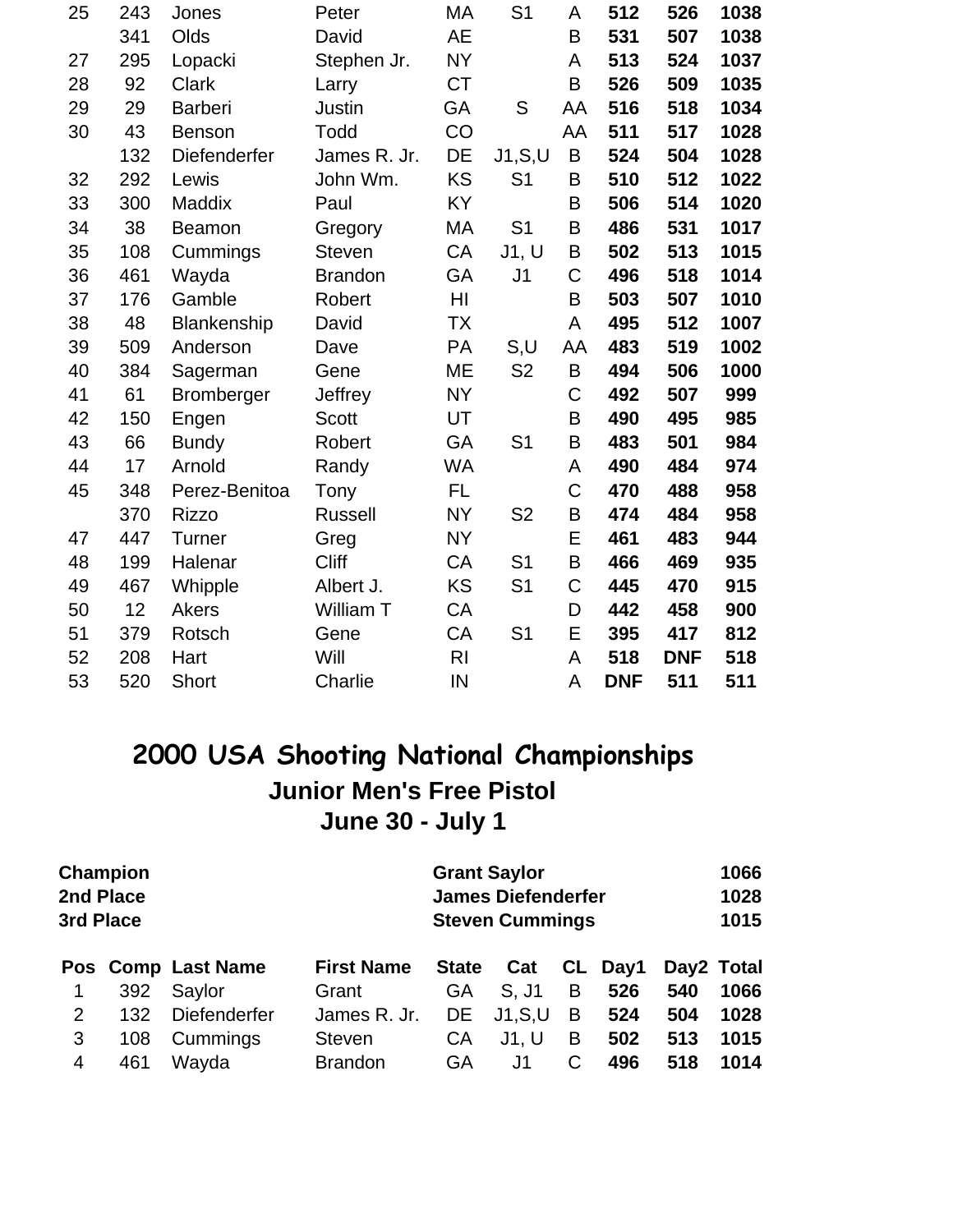| | | | | | | | | | |
|---|---|---|---|---|---|---|---|---|---|
| 25 | 243 | Jones | Peter | MA | S1 | A | **512** | **526** | **1038** |
| | 341 | Olds | David | AE | | B | **531** | **507** | **1038** |
| 27 | 295 | Lopacki | Stephen Jr. | NY | | A | **513** | **524** | **1037** |
| 28 | 92 | Clark | Larry | CT | | B | **526** | **509** | **1035** |
| 29 | 29 | Barberi | Justin | GA | S | AA | **516** | **518** | **1034** |
| 30 | 43 | Benson | Todd | CO | | AA | **511** | **517** | **1028** |
| | 132 | Diefenderfer | James R. Jr. | DE | J1,S,U | B | **524** | **504** | **1028** |
| 32 | 292 | Lewis | John Wm. | KS | S1 | B | **510** | **512** | **1022** |
| 33 | 300 | Maddix | Paul | KY | | B | **506** | **514** | **1020** |
| 34 | 38 | Beamon | Gregory | MA | S1 | B | **486** | **531** | **1017** |
| 35 | 108 | Cummings | Steven | CA | J1, U | B | **502** | **513** | **1015** |
| 36 | 461 | Wayda | Brandon | GA | J1 | C | **496** | **518** | **1014** |
| 37 | 176 | Gamble | Robert | HI | | B | **503** | **507** | **1010** |
| 38 | 48 | Blankenship | David | TX | | A | **495** | **512** | **1007** |
| 39 | 509 | Anderson | Dave | PA | S,U | AA | **483** | **519** | **1002** |
| 40 | 384 | Sagerman | Gene | ME | S2 | B | **494** | **506** | **1000** |
| 41 | 61 | Bromberger | Jeffrey | NY | | C | **492** | **507** | **999** |
| 42 | 150 | Engen | Scott | UT | | B | **490** | **495** | **985** |
| 43 | 66 | Bundy | Robert | GA | S1 | B | **483** | **501** | **984** |
| 44 | 17 | Arnold | Randy | WA | | A | **490** | **484** | **974** |
| 45 | 348 | Perez-Benitoa | Tony | FL | | C | **470** | **488** | **958** |
| | 370 | Rizzo | Russell | NY | S2 | B | **474** | **484** | **958** |
| 47 | 447 | Turner | Greg | NY | | E | **461** | **483** | **944** |
| 48 | 199 | Halenar | Cliff | CA | S1 | B | **466** | **469** | **935** |
| 49 | 467 | Whipple | Albert J. | KS | S1 | C | **445** | **470** | **915** |
| 50 | 12 | Akers | William T | CA | | D | **442** | **458** | **900** |
| 51 | 379 | Rotsch | Gene | CA | S1 | E | **395** | **417** | **812** |
| 52 | 208 | Hart | Will | RI | | A | **518** | **DNF** | **518** |
| 53 | 520 | Short | Charlie | IN | | A | **DNF** | **511** | **511** |

# 2000 USA Shooting National Championships

## Junior Men's Free Pistol

## June 30 - July 1

| | | |
|---|---|---|
| **Champion** | **Grant Saylor** | **1066** |
| **2nd Place** | **James Diefenderfer** | **1028** |
| **3rd Place** | **Steven Cummings** | **1015** |

| Pos | Comp | Last Name | First Name | State | Cat | CL | Day1 | Day2 | Total |
|---|---|---|---|---|---|---|---|---|---|
| 1 | 392 | Saylor | Grant | GA | S, J1 | B | **526** | **540** | **1066** |
| 2 | 132 | Diefenderfer | James R. Jr. | DE | J1,S,U | B | **524** | **504** | **1028** |
| 3 | 108 | Cummings | Steven | CA | J1, U | B | **502** | **513** | **1015** |
| 4 | 461 | Wayda | Brandon | GA | J1 | C | **496** | **518** | **1014** |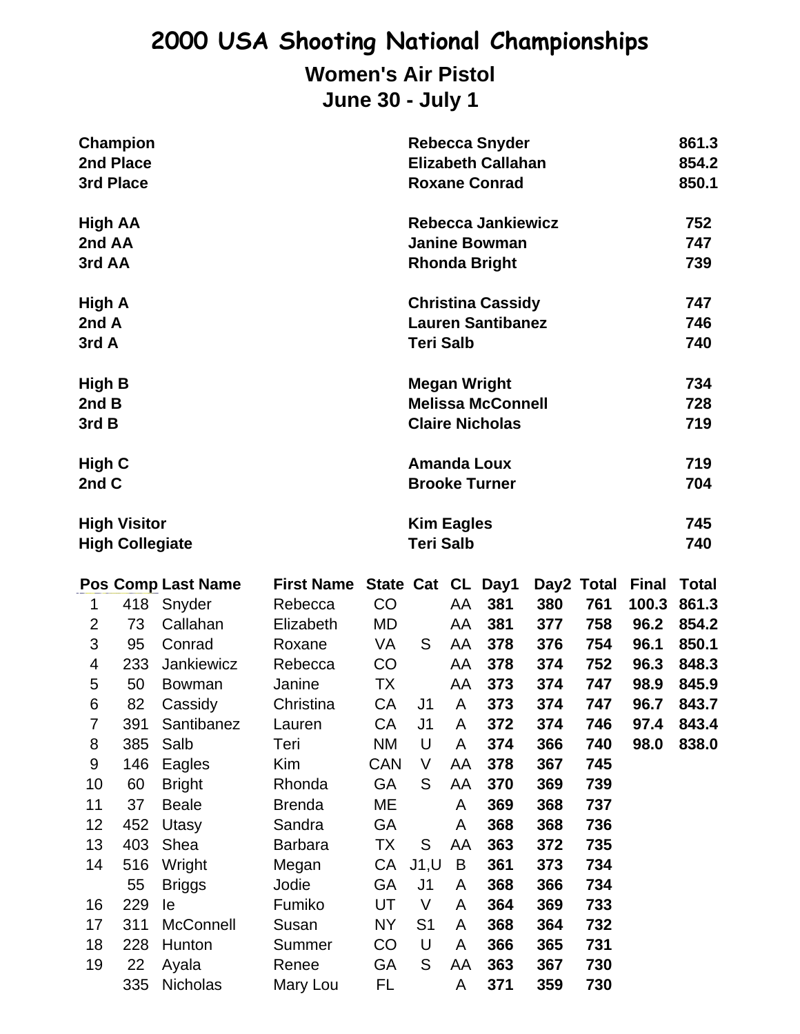# 2000 USA Shooting National Championships

## Women's Air Pistol

## June 30 - July 1

| | | |
|---|---|---|
| **Champion** | **Rebecca Snyder** | **861.3** |
| **2nd Place** | **Elizabeth Callahan** | **854.2** |
| **3rd Place** | **Roxane Conrad** | **850.1** |
| | | |
| **High AA** | **Rebecca Jankiewicz** | **752** |
| **2nd AA** | **Janine Bowman** | **747** |
| **3rd AA** | **Rhonda Bright** | **739** |
| | | |
| **High A** | **Christina Cassidy** | **747** |
| **2nd A** | **Lauren Santibanez** | **746** |
| **3rd A** | **Teri Salb** | **740** |
| | | |
| **High B** | **Megan Wright** | **734** |
| **2nd B** | **Melissa McConnell** | **728** |
| **3rd B** | **Claire Nicholas** | **719** |
| | | |
| **High C** | **Amanda Loux** | **719** |
| **2nd C** | **Brooke Turner** | **704** |
| | | |
| **High Visitor** | **Kim Eagles** | **745** |
| **High Collegiate** | **Teri Salb** | **740** |

| Pos | Comp | Last Name | First Name | State | Cat | CL | Day1 | Day2 | Total | Final | Total |
|---|---|---|---|---|---|---|---|---|---|---|---|
| 1 | 418 | Snyder | Rebecca | CO | | AA | **381** | **380** | **761** | **100.3** | **861.3** |
| 2 | 73 | Callahan | Elizabeth | MD | | AA | **381** | **377** | **758** | **96.2** | **854.2** |
| 3 | 95 | Conrad | Roxane | VA | S | AA | **378** | **376** | **754** | **96.1** | **850.1** |
| 4 | 233 | Jankiewicz | Rebecca | CO | | AA | **378** | **374** | **752** | **96.3** | **848.3** |
| 5 | 50 | Bowman | Janine | TX | | AA | **373** | **374** | **747** | **98.9** | **845.9** |
| 6 | 82 | Cassidy | Christina | CA | J1 | A | **373** | **374** | **747** | **96.7** | **843.7** |
| 7 | 391 | Santibanez | Lauren | CA | J1 | A | **372** | **374** | **746** | **97.4** | **843.4** |
| 8 | 385 | Salb | Teri | NM | U | A | **374** | **366** | **740** | **98.0** | **838.0** |
| 9 | 146 | Eagles | Kim | CAN | V | AA | **378** | **367** | **745** | | |
| 10 | 60 | Bright | Rhonda | GA | S | AA | **370** | **369** | **739** | | |
| 11 | 37 | Beale | Brenda | ME | | A | **369** | **368** | **737** | | |
| 12 | 452 | Utasy | Sandra | GA | | A | **368** | **368** | **736** | | |
| 13 | 403 | Shea | Barbara | TX | S | AA | **363** | **372** | **735** | | |
| 14 | 516 | Wright | Megan | CA | J1,U | B | **361** | **373** | **734** | | |
| | 55 | Briggs | Jodie | GA | J1 | A | **368** | **366** | **734** | | |
| 16 | 229 | Ie | Fumiko | UT | V | A | **364** | **369** | **733** | | |
| 17 | 311 | McConnell | Susan | NY | S1 | A | **368** | **364** | **732** | | |
| 18 | 228 | Hunton | Summer | CO | U | A | **366** | **365** | **731** | | |
| 19 | 22 | Ayala | Renee | GA | S | AA | **363** | **367** | **730** | | |
| | 335 | Nicholas | Mary Lou | FL | | A | **371** | **359** | **730** | | |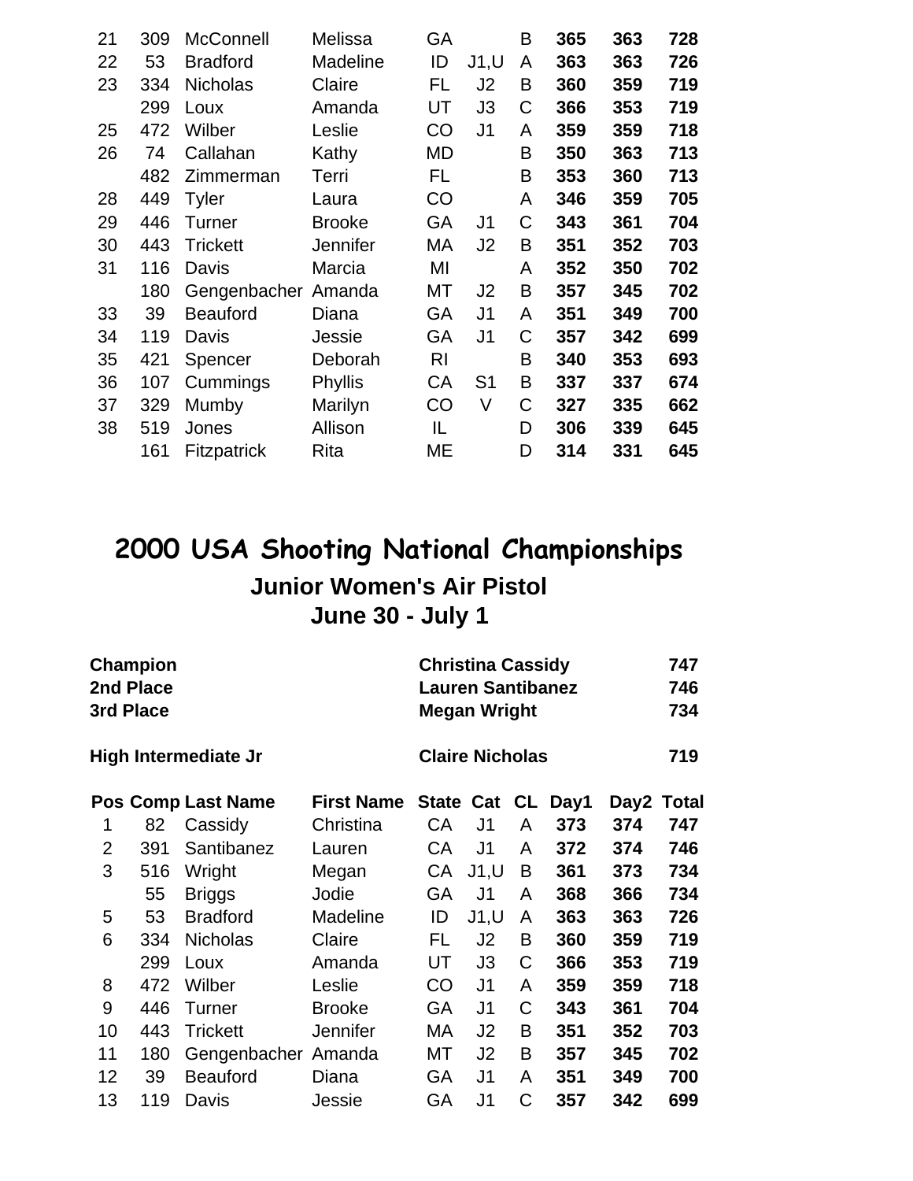| | | | | | | | | | |
|---|---|---|---|---|---|---|---|---|---|
| 21 | 309 | McConnell | Melissa | GA | | B | **365** | **363** | **728** |
| 22 | 53 | Bradford | Madeline | ID | J1,U | A | **363** | **363** | **726** |
| 23 | 334 | Nicholas | Claire | FL | J2 | B | **360** | **359** | **719** |
| | 299 | Loux | Amanda | UT | J3 | C | **366** | **353** | **719** |
| 25 | 472 | Wilber | Leslie | CO | J1 | A | **359** | **359** | **718** |
| 26 | 74 | Callahan | Kathy | MD | | B | **350** | **363** | **713** |
| | 482 | Zimmerman | Terri | FL | | B | **353** | **360** | **713** |
| 28 | 449 | Tyler | Laura | CO | | A | **346** | **359** | **705** |
| 29 | 446 | Turner | Brooke | GA | J1 | C | **343** | **361** | **704** |
| 30 | 443 | Trickett | Jennifer | MA | J2 | B | **351** | **352** | **703** |
| 31 | 116 | Davis | Marcia | MI | | A | **352** | **350** | **702** |
| | 180 | Gengenbacher | Amanda | MT | J2 | B | **357** | **345** | **702** |
| 33 | 39 | Beauford | Diana | GA | J1 | A | **351** | **349** | **700** |
| 34 | 119 | Davis | Jessie | GA | J1 | C | **357** | **342** | **699** |
| 35 | 421 | Spencer | Deborah | RI | | B | **340** | **353** | **693** |
| 36 | 107 | Cummings | Phyllis | CA | S1 | B | **337** | **337** | **674** |
| 37 | 329 | Mumby | Marilyn | CO | V | C | **327** | **335** | **662** |
| 38 | 519 | Jones | Allison | IL | | D | **306** | **339** | **645** |
| | 161 | Fitzpatrick | Rita | ME | | D | **314** | **331** | **645** |

# 2000 USA Shooting National Championships

## Junior Women's Air Pistol

## June 30 - July 1

| | | |
|---|---|---|
| **Champion** | **Christina Cassidy** | **747** |
| **2nd Place** | **Lauren Santibanez** | **746** |
| **3rd Place** | **Megan Wright** | **734** |
| | | |
| **High Intermediate Jr** | **Claire Nicholas** | **719** |

| Pos | Comp | Last Name | First Name | State | Cat | CL | Day1 | Day2 | Total |
|---|---|---|---|---|---|---|---|---|---|
| 1 | 82 | Cassidy | Christina | CA | J1 | A | **373** | **374** | **747** |
| 2 | 391 | Santibanez | Lauren | CA | J1 | A | **372** | **374** | **746** |
| 3 | 516 | Wright | Megan | CA | J1,U | B | **361** | **373** | **734** |
| | 55 | Briggs | Jodie | GA | J1 | A | **368** | **366** | **734** |
| 5 | 53 | Bradford | Madeline | ID | J1,U | A | **363** | **363** | **726** |
| 6 | 334 | Nicholas | Claire | FL | J2 | B | **360** | **359** | **719** |
| | 299 | Loux | Amanda | UT | J3 | C | **366** | **353** | **719** |
| 8 | 472 | Wilber | Leslie | CO | J1 | A | **359** | **359** | **718** |
| 9 | 446 | Turner | Brooke | GA | J1 | C | **343** | **361** | **704** |
| 10 | 443 | Trickett | Jennifer | MA | J2 | B | **351** | **352** | **703** |
| 11 | 180 | Gengenbacher | Amanda | MT | J2 | B | **357** | **345** | **702** |
| 12 | 39 | Beauford | Diana | GA | J1 | A | **351** | **349** | **700** |
| 13 | 119 | Davis | Jessie | GA | J1 | C | **357** | **342** | **699** |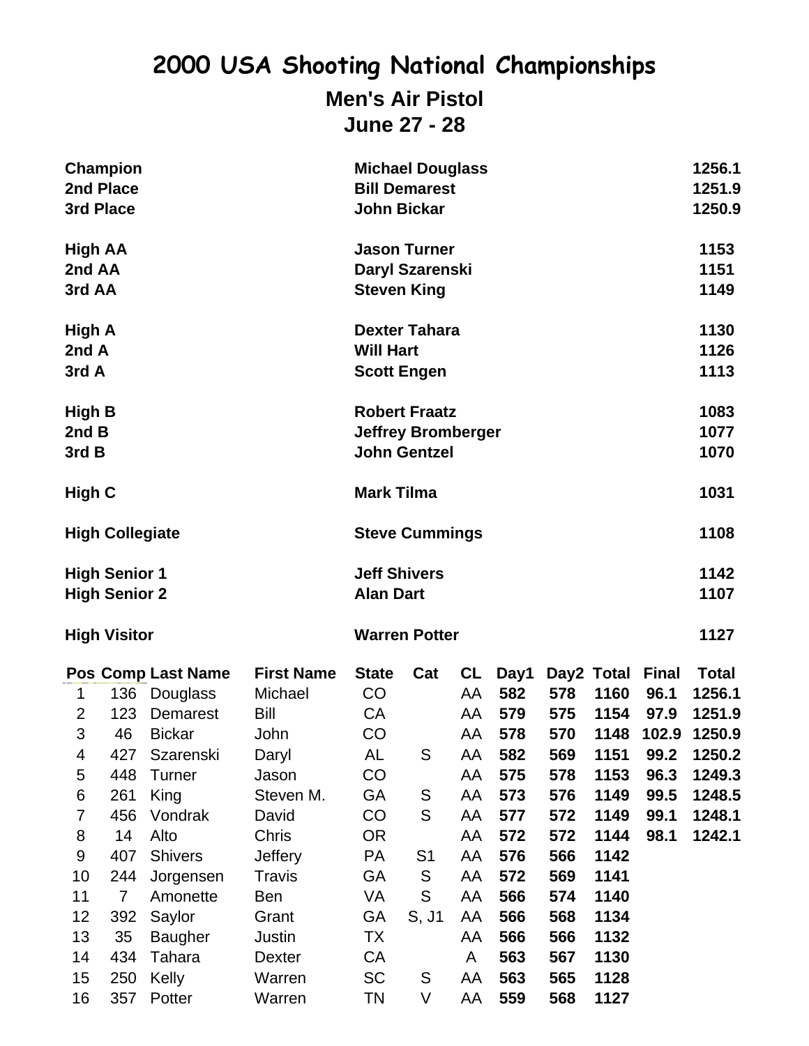# 2000 USA Shooting National Championships

## Men's Air Pistol

## June 27 - 28

| | | |
|---|---|---|
| **Champion** | **Michael Douglass** | **1256.1** |
| **2nd Place** | **Bill Demarest** | **1251.9** |
| **3rd Place** | **John Bickar** | **1250.9** |
| **High AA** | **Jason Turner** | **1153** |
| **2nd AA** | **Daryl Szarenski** | **1151** |
| **3rd AA** | **Steven King** | **1149** |
| **High A** | **Dexter Tahara** | **1130** |
| **2nd A** | **Will Hart** | **1126** |
| **3rd A** | **Scott Engen** | **1113** |
| **High B** | **Robert Fraatz** | **1083** |
| **2nd B** | **Jeffrey Bromberger** | **1077** |
| **3rd B** | **John Gentzel** | **1070** |
| **High C** | **Mark Tilma** | **1031** |
| **High Collegiate** | **Steve Cummings** | **1108** |
| **High Senior 1** | **Jeff Shivers** | **1142** |
| **High Senior 2** | **Alan Dart** | **1107** |
| **High Visitor** | **Warren Potter** | **1127** |

| Pos | Comp | Last Name | First Name | State | Cat | CL | Day1 | Day2 | Total | Final | Total |
|---|---|---|---|---|---|---|---|---|---|---|---|
| 1 | 136 | Douglass | Michael | CO | | AA | **582** | **578** | **1160** | **96.1** | **1256.1** |
| 2 | 123 | Demarest | Bill | CA | | AA | **579** | **575** | **1154** | **97.9** | **1251.9** |
| 3 | 46 | Bickar | John | CO | | AA | **578** | **570** | **1148** | **102.9** | **1250.9** |
| 4 | 427 | Szarenski | Daryl | AL | S | AA | **582** | **569** | **1151** | **99.2** | **1250.2** |
| 5 | 448 | Turner | Jason | CO | | AA | **575** | **578** | **1153** | **96.3** | **1249.3** |
| 6 | 261 | King | Steven M. | GA | S | AA | **573** | **576** | **1149** | **99.5** | **1248.5** |
| 7 | 456 | Vondrak | David | CO | S | AA | **577** | **572** | **1149** | **99.1** | **1248.1** |
| 8 | 14 | Alto | Chris | OR | | AA | **572** | **572** | **1144** | **98.1** | **1242.1** |
| 9 | 407 | Shivers | Jeffery | PA | S1 | AA | **576** | **566** | **1142** | | |
| 10 | 244 | Jorgensen | Travis | GA | S | AA | **572** | **569** | **1141** | | |
| 11 | 7 | Amonette | Ben | VA | S | AA | **566** | **574** | **1140** | | |
| 12 | 392 | Saylor | Grant | GA | S, J1 | AA | **566** | **568** | **1134** | | |
| 13 | 35 | Baugher | Justin | TX | | AA | **566** | **566** | **1132** | | |
| 14 | 434 | Tahara | Dexter | CA | | A | **563** | **567** | **1130** | | |
| 15 | 250 | Kelly | Warren | SC | S | AA | **563** | **565** | **1128** | | |
| 16 | 357 | Potter | Warren | TN | V | AA | **559** | **568** | **1127** | | |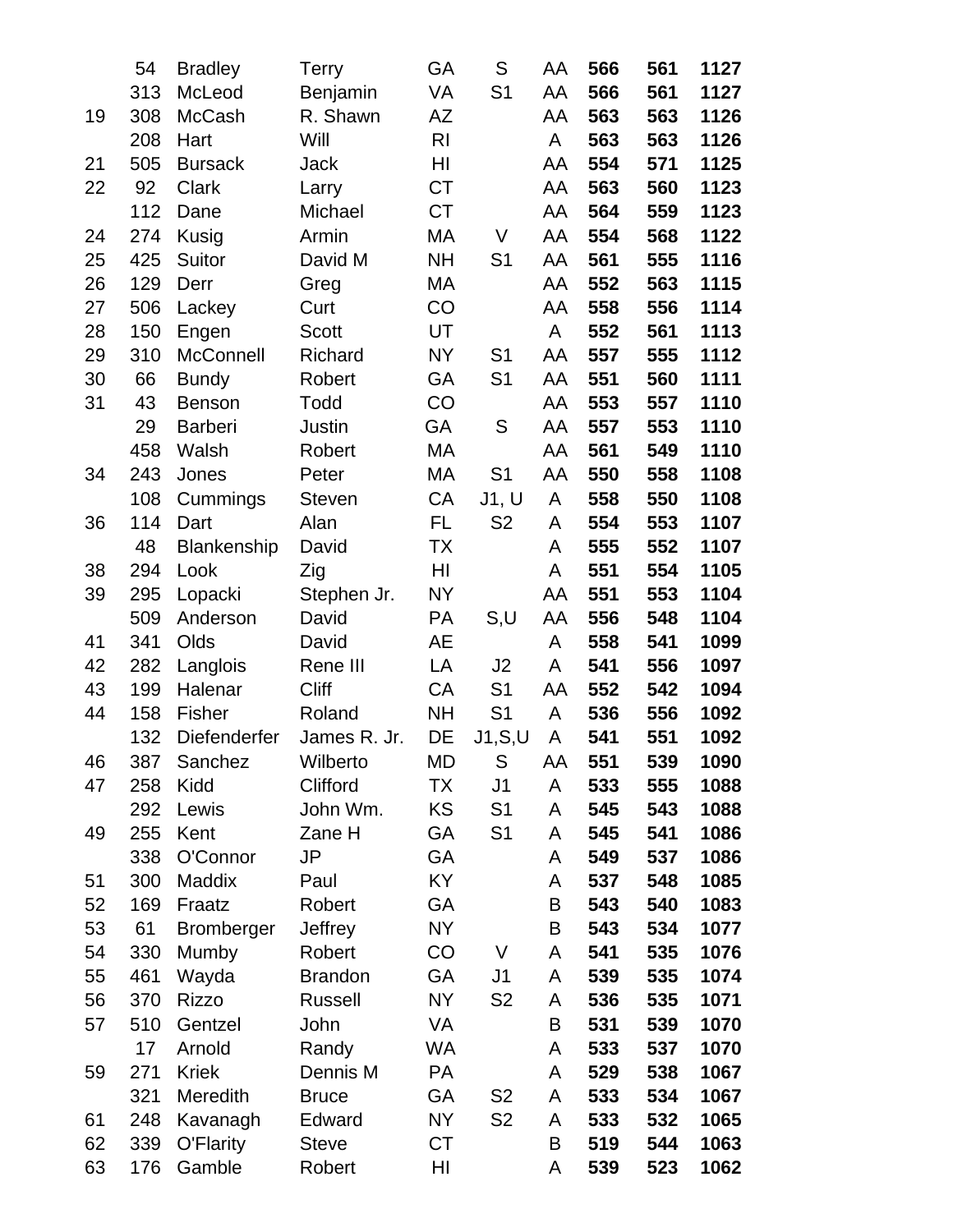| | | | | | | | | | |
|---|---|---|---|---|---|---|---|---|---|
| | 54 | Bradley | Terry | GA | S | AA | **566** | **561** | **1127** |
| | 313 | McLeod | Benjamin | VA | S1 | AA | **566** | **561** | **1127** |
| 19 | 308 | McCash | R. Shawn | AZ | | AA | **563** | **563** | **1126** |
| | 208 | Hart | Will | RI | | A | **563** | **563** | **1126** |
| 21 | 505 | Bursack | Jack | HI | | AA | **554** | **571** | **1125** |
| 22 | 92 | Clark | Larry | CT | | AA | **563** | **560** | **1123** |
| | 112 | Dane | Michael | CT | | AA | **564** | **559** | **1123** |
| 24 | 274 | Kusig | Armin | MA | V | AA | **554** | **568** | **1122** |
| 25 | 425 | Suitor | David M | NH | S1 | AA | **561** | **555** | **1116** |
| 26 | 129 | Derr | Greg | MA | | AA | **552** | **563** | **1115** |
| 27 | 506 | Lackey | Curt | CO | | AA | **558** | **556** | **1114** |
| 28 | 150 | Engen | Scott | UT | | A | **552** | **561** | **1113** |
| 29 | 310 | McConnell | Richard | NY | S1 | AA | **557** | **555** | **1112** |
| 30 | 66 | Bundy | Robert | GA | S1 | AA | **551** | **560** | **1111** |
| 31 | 43 | Benson | Todd | CO | | AA | **553** | **557** | **1110** |
| | 29 | Barberi | Justin | GA | S | AA | **557** | **553** | **1110** |
| | 458 | Walsh | Robert | MA | | AA | **561** | **549** | **1110** |
| 34 | 243 | Jones | Peter | MA | S1 | AA | **550** | **558** | **1108** |
| | 108 | Cummings | Steven | CA | J1, U | A | **558** | **550** | **1108** |
| 36 | 114 | Dart | Alan | FL | S2 | A | **554** | **553** | **1107** |
| | 48 | Blankenship | David | TX | | A | **555** | **552** | **1107** |
| 38 | 294 | Look | Zig | HI | | A | **551** | **554** | **1105** |
| 39 | 295 | Lopacki | Stephen Jr. | NY | | AA | **551** | **553** | **1104** |
| | 509 | Anderson | David | PA | S,U | AA | **556** | **548** | **1104** |
| 41 | 341 | Olds | David | AE | | A | **558** | **541** | **1099** |
| 42 | 282 | Langlois | Rene III | LA | J2 | A | **541** | **556** | **1097** |
| 43 | 199 | Halenar | Cliff | CA | S1 | AA | **552** | **542** | **1094** |
| 44 | 158 | Fisher | Roland | NH | S1 | A | **536** | **556** | **1092** |
| | 132 | Diefenderfer | James R. Jr. | DE | J1,S,U | A | **541** | **551** | **1092** |
| 46 | 387 | Sanchez | Wilberto | MD | S | AA | **551** | **539** | **1090** |
| 47 | 258 | Kidd | Clifford | TX | J1 | A | **533** | **555** | **1088** |
| | 292 | Lewis | John Wm. | KS | S1 | A | **545** | **543** | **1088** |
| 49 | 255 | Kent | Zane H | GA | S1 | A | **545** | **541** | **1086** |
| | 338 | O'Connor | JP | GA | | A | **549** | **537** | **1086** |
| 51 | 300 | Maddix | Paul | KY | | A | **537** | **548** | **1085** |
| 52 | 169 | Fraatz | Robert | GA | | B | **543** | **540** | **1083** |
| 53 | 61 | Bromberger | Jeffrey | NY | | B | **543** | **534** | **1077** |
| 54 | 330 | Mumby | Robert | CO | V | A | **541** | **535** | **1076** |
| 55 | 461 | Wayda | Brandon | GA | J1 | A | **539** | **535** | **1074** |
| 56 | 370 | Rizzo | Russell | NY | S2 | A | **536** | **535** | **1071** |
| 57 | 510 | Gentzel | John | VA | | B | **531** | **539** | **1070** |
| | 17 | Arnold | Randy | WA | | A | **533** | **537** | **1070** |
| 59 | 271 | Kriek | Dennis M | PA | | A | **529** | **538** | **1067** |
| | 321 | Meredith | Bruce | GA | S2 | A | **533** | **534** | **1067** |
| 61 | 248 | Kavanagh | Edward | NY | S2 | A | **533** | **532** | **1065** |
| 62 | 339 | O'Flarity | Steve | CT | | B | **519** | **544** | **1063** |
| 63 | 176 | Gamble | Robert | HI | | A | **539** | **523** | **1062** |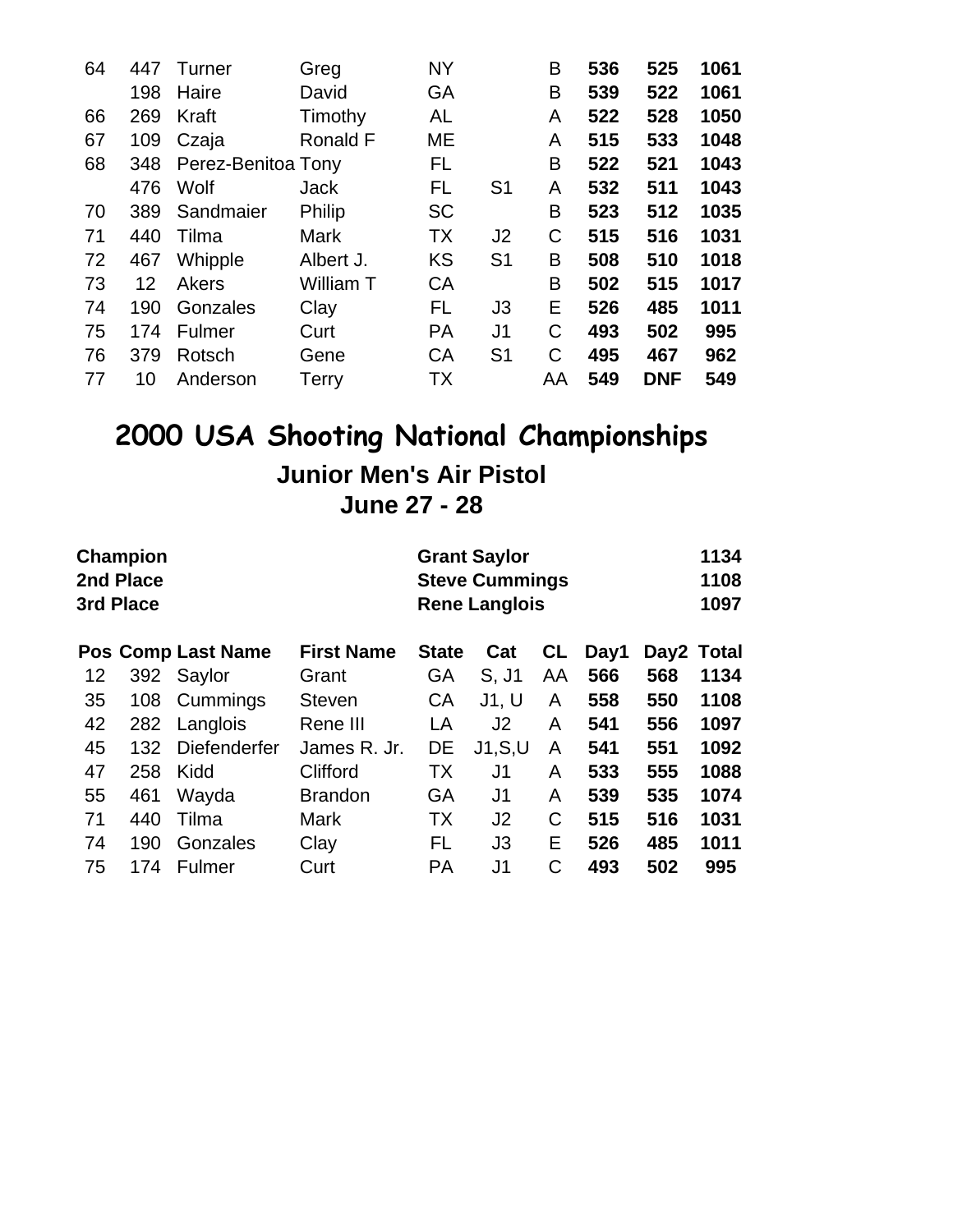| | | | | | | | | | |
|---|---|---|---|---|---|---|---|---|---|
| 64 | 447 | Turner | Greg | NY | | B | **536** | **525** | **1061** |
| | 198 | Haire | David | GA | | B | **539** | **522** | **1061** |
| 66 | 269 | Kraft | Timothy | AL | | A | **522** | **528** | **1050** |
| 67 | 109 | Czaja | Ronald F | ME | | A | **515** | **533** | **1048** |
| 68 | 348 | Perez-Benitoa | Tony | FL | | B | **522** | **521** | **1043** |
| | 476 | Wolf | Jack | FL | S1 | A | **532** | **511** | **1043** |
| 70 | 389 | Sandmaier | Philip | SC | | B | **523** | **512** | **1035** |
| 71 | 440 | Tilma | Mark | TX | J2 | C | **515** | **516** | **1031** |
| 72 | 467 | Whipple | Albert J. | KS | S1 | B | **508** | **510** | **1018** |
| 73 | 12 | Akers | William T | CA | | B | **502** | **515** | **1017** |
| 74 | 190 | Gonzales | Clay | FL | J3 | E | **526** | **485** | **1011** |
| 75 | 174 | Fulmer | Curt | PA | J1 | C | **493** | **502** | **995** |
| 76 | 379 | Rotsch | Gene | CA | S1 | C | **495** | **467** | **962** |
| 77 | 10 | Anderson | Terry | TX | | AA | **549** | **DNF** | **549** |

# 2000 USA Shooting National Championships

## Junior Men's Air Pistol

## June 27 - 28

| | | |
|---|---|---|
| **Champion** | **Grant Saylor** | **1134** |
| **2nd Place** | **Steve Cummings** | **1108** |
| **3rd Place** | **Rene Langlois** | **1097** |

| Pos | Comp | Last Name | First Name | State | Cat | CL | Day1 | Day2 | Total |
|---|---|---|---|---|---|---|---|---|---|
| 12 | 392 | Saylor | Grant | GA | S, J1 | AA | **566** | **568** | **1134** |
| 35 | 108 | Cummings | Steven | CA | J1, U | A | **558** | **550** | **1108** |
| 42 | 282 | Langlois | Rene III | LA | J2 | A | **541** | **556** | **1097** |
| 45 | 132 | Diefenderfer | James R. Jr. | DE | J1,S,U | A | **541** | **551** | **1092** |
| 47 | 258 | Kidd | Clifford | TX | J1 | A | **533** | **555** | **1088** |
| 55 | 461 | Wayda | Brandon | GA | J1 | A | **539** | **535** | **1074** |
| 71 | 440 | Tilma | Mark | TX | J2 | C | **515** | **516** | **1031** |
| 74 | 190 | Gonzales | Clay | FL | J3 | E | **526** | **485** | **1011** |
| 75 | 174 | Fulmer | Curt | PA | J1 | C | **493** | **502** | **995** |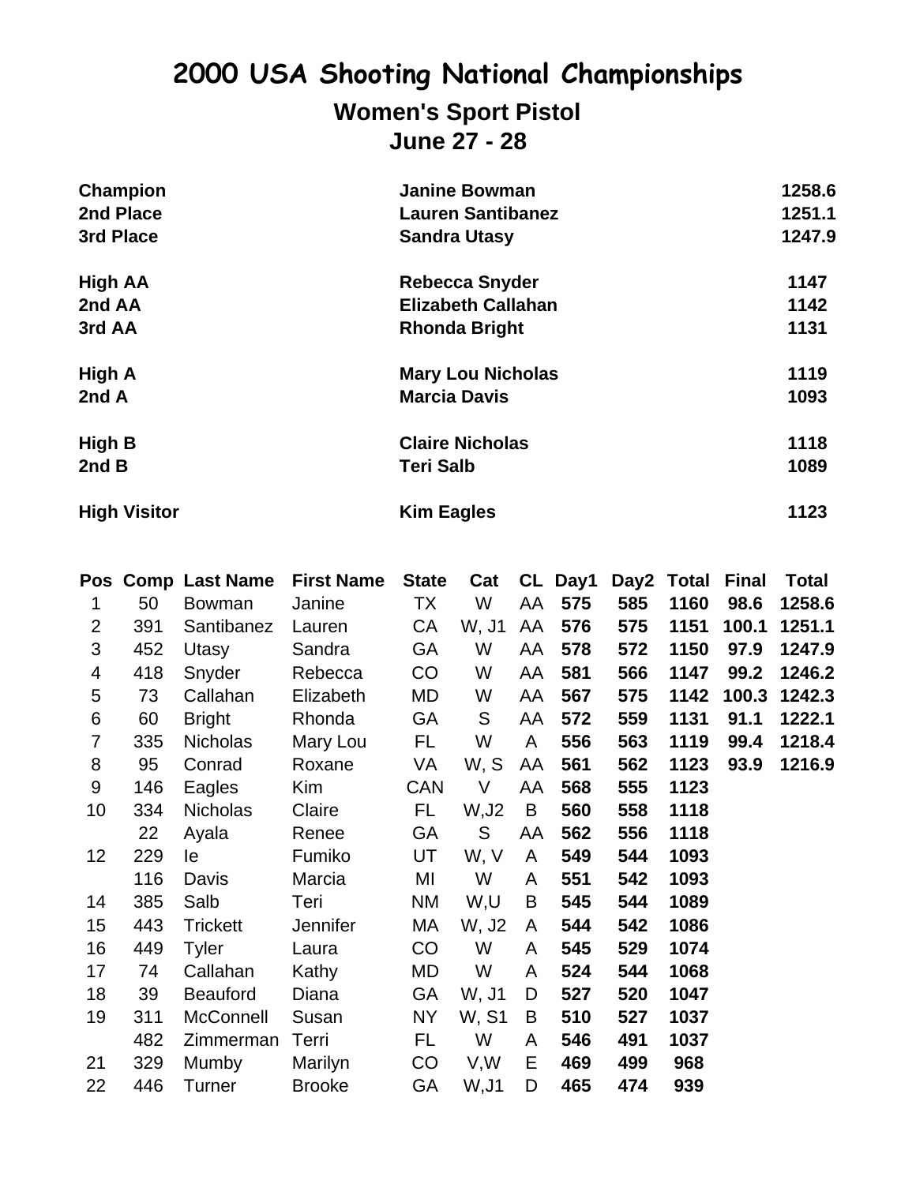# 2000 USA Shooting National Championships

## Women's Sport Pistol

### June 27 - 28

| | | |
|---|---|---|
| **Champion** | **Janine Bowman** | **1258.6** |
| **2nd Place** | **Lauren Santibanez** | **1251.1** |
| **3rd Place** | **Sandra Utasy** | **1247.9** |
| **High AA** | **Rebecca Snyder** | **1147** |
| **2nd AA** | **Elizabeth Callahan** | **1142** |
| **3rd AA** | **Rhonda Bright** | **1131** |
| **High A** | **Mary Lou Nicholas** | **1119** |
| **2nd A** | **Marcia Davis** | **1093** |
| **High B** | **Claire Nicholas** | **1118** |
| **2nd B** | **Teri Salb** | **1089** |
| **High Visitor** | **Kim Eagles** | **1123** |

| Pos | Comp | Last Name | First Name | State | Cat | CL | Day1 | Day2 | Total | Final | Total |
|---|---|---|---|---|---|---|---|---|---|---|---|
| 1 | 50 | Bowman | Janine | TX | W | AA | **575** | **585** | **1160** | **98.6** | **1258.6** |
| 2 | 391 | Santibanez | Lauren | CA | W, J1 | AA | **576** | **575** | **1151** | **100.1** | **1251.1** |
| 3 | 452 | Utasy | Sandra | GA | W | AA | **578** | **572** | **1150** | **97.9** | **1247.9** |
| 4 | 418 | Snyder | Rebecca | CO | W | AA | **581** | **566** | **1147** | **99.2** | **1246.2** |
| 5 | 73 | Callahan | Elizabeth | MD | W | AA | **567** | **575** | **1142** | **100.3** | **1242.3** |
| 6 | 60 | Bright | Rhonda | GA | S | AA | **572** | **559** | **1131** | **91.1** | **1222.1** |
| 7 | 335 | Nicholas | Mary Lou | FL | W | A | **556** | **563** | **1119** | **99.4** | **1218.4** |
| 8 | 95 | Conrad | Roxane | VA | W, S | AA | **561** | **562** | **1123** | **93.9** | **1216.9** |
| 9 | 146 | Eagles | Kim | CAN | V | AA | **568** | **555** | **1123** | | |
| 10 | 334 | Nicholas | Claire | FL | W,J2 | B | **560** | **558** | **1118** | | |
| | 22 | Ayala | Renee | GA | S | AA | **562** | **556** | **1118** | | |
| 12 | 229 | Ie | Fumiko | UT | W, V | A | **549** | **544** | **1093** | | |
| | 116 | Davis | Marcia | MI | W | A | **551** | **542** | **1093** | | |
| 14 | 385 | Salb | Teri | NM | W,U | B | **545** | **544** | **1089** | | |
| 15 | 443 | Trickett | Jennifer | MA | W, J2 | A | **544** | **542** | **1086** | | |
| 16 | 449 | Tyler | Laura | CO | W | A | **545** | **529** | **1074** | | |
| 17 | 74 | Callahan | Kathy | MD | W | A | **524** | **544** | **1068** | | |
| 18 | 39 | Beauford | Diana | GA | W, J1 | D | **527** | **520** | **1047** | | |
| 19 | 311 | McConnell | Susan | NY | W, S1 | B | **510** | **527** | **1037** | | |
| | 482 | Zimmerman | Terri | FL | W | A | **546** | **491** | **1037** | | |
| 21 | 329 | Mumby | Marilyn | CO | V,W | E | **469** | **499** | **968** | | |
| 22 | 446 | Turner | Brooke | GA | W,J1 | D | **465** | **474** | **939** | | |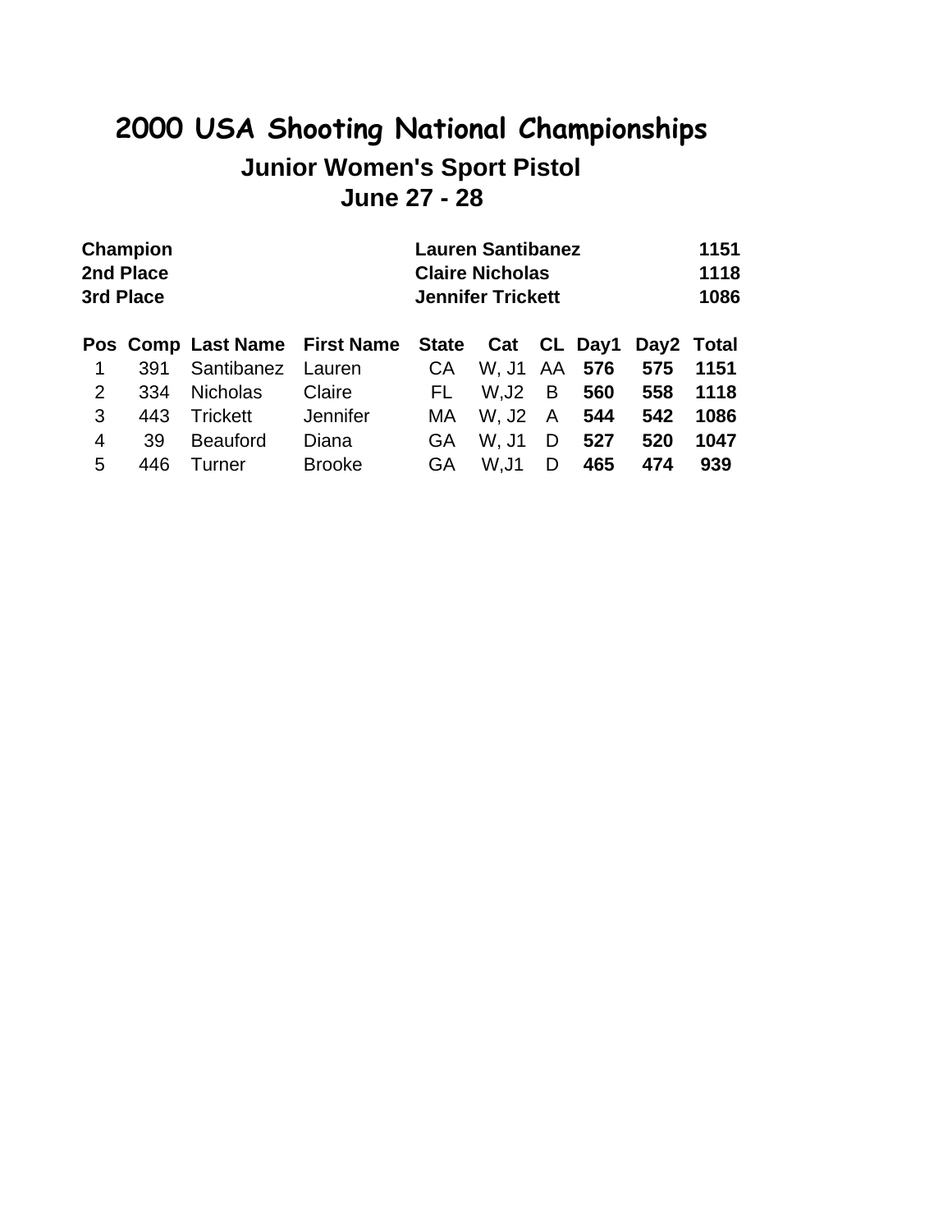# 2000 USA Shooting National Championships

## Junior Women's Sport Pistol

## June 27 - 28

| | | |
|---|---|---|
| **Champion** | **Lauren Santibanez** | **1151** |
| **2nd Place** | **Claire Nicholas** | **1118** |
| **3rd Place** | **Jennifer Trickett** | **1086** |

| Pos | Comp | Last Name | First Name | State | Cat | CL | Day1 | Day2 | Total |
|---|---|---|---|---|---|---|---|---|---|
| 1 | 391 | Santibanez | Lauren | CA | W, J1 | AA | **576** | **575** | **1151** |
| 2 | 334 | Nicholas | Claire | FL | W,J2 | B | **560** | **558** | **1118** |
| 3 | 443 | Trickett | Jennifer | MA | W, J2 | A | **544** | **542** | **1086** |
| 4 | 39 | Beauford | Diana | GA | W, J1 | D | **527** | **520** | **1047** |
| 5 | 446 | Turner | Brooke | GA | W,J1 | D | **465** | **474** | **939** |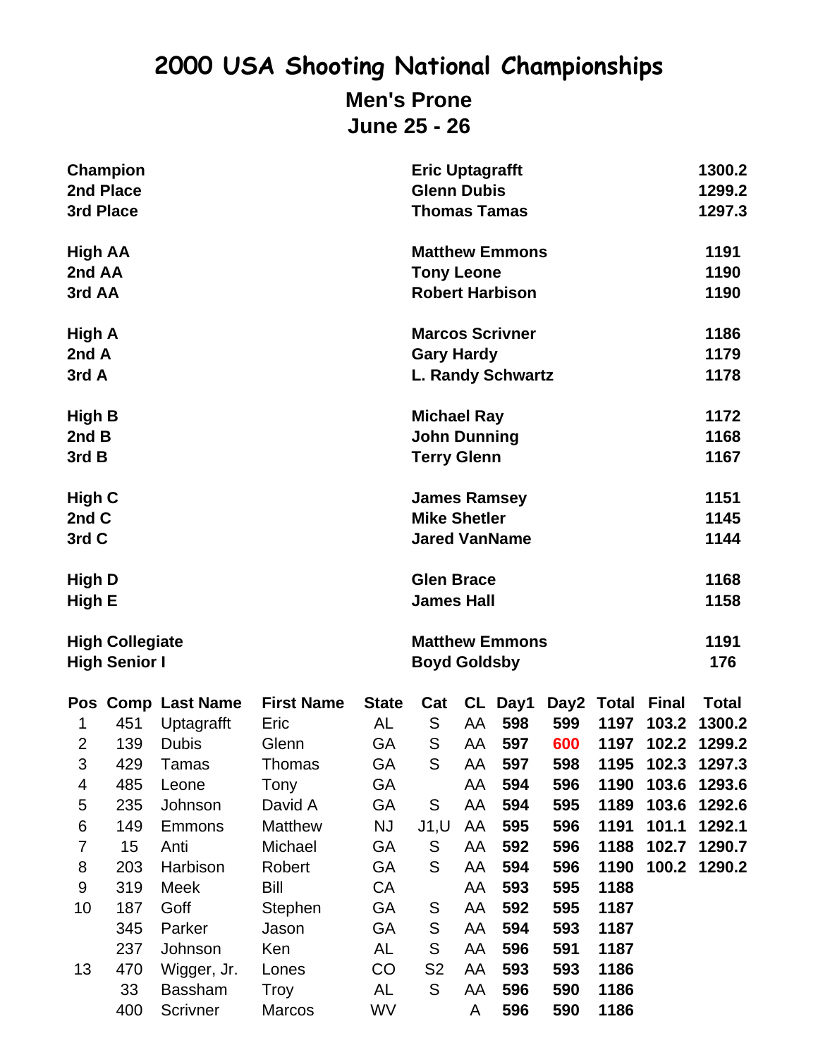# 2000 USA Shooting National Championships

## Men's Prone

## June 25 - 26

| | | |
|---|---|---|
| **Champion** | **Eric Uptagrafft** | **1300.2** |
| **2nd Place** | **Glenn Dubis** | **1299.2** |
| **3rd Place** | **Thomas Tamas** | **1297.3** |
| | | |
| **High AA** | **Matthew Emmons** | **1191** |
| **2nd AA** | **Tony Leone** | **1190** |
| **3rd AA** | **Robert Harbison** | **1190** |
| | | |
| **High A** | **Marcos Scrivner** | **1186** |
| **2nd A** | **Gary Hardy** | **1179** |
| **3rd A** | **L. Randy Schwartz** | **1178** |
| | | |
| **High B** | **Michael Ray** | **1172** |
| **2nd B** | **John Dunning** | **1168** |
| **3rd B** | **Terry Glenn** | **1167** |
| | | |
| **High C** | **James Ramsey** | **1151** |
| **2nd C** | **Mike Shetler** | **1145** |
| **3rd C** | **Jared VanName** | **1144** |
| | | |
| **High D** | **Glen Brace** | **1168** |
| **High E** | **James Hall** | **1158** |
| | | |
| **High Collegiate** | **Matthew Emmons** | **1191** |
| **High Senior I** | **Boyd Goldsby** | **176** |

| Pos | Comp | Last Name | First Name | State | Cat | CL | Day1 | Day2 | Total | Final | Total |
|---|---|---|---|---|---|---|---|---|---|---|---|
| 1 | 451 | Uptagrafft | Eric | AL | S | AA | **598** | **599** | **1197** | **103.2** | **1300.2** |
| 2 | 139 | Dubis | Glenn | GA | S | AA | **597** | **600** | **1197** | **102.2** | **1299.2** |
| 3 | 429 | Tamas | Thomas | GA | S | AA | **597** | **598** | **1195** | **102.3** | **1297.3** |
| 4 | 485 | Leone | Tony | GA | | AA | **594** | **596** | **1190** | **103.6** | **1293.6** |
| 5 | 235 | Johnson | David A | GA | S | AA | **594** | **595** | **1189** | **103.6** | **1292.6** |
| 6 | 149 | Emmons | Matthew | NJ | J1,U | AA | **595** | **596** | **1191** | **101.1** | **1292.1** |
| 7 | 15 | Anti | Michael | GA | S | AA | **592** | **596** | **1188** | **102.7** | **1290.7** |
| 8 | 203 | Harbison | Robert | GA | S | AA | **594** | **596** | **1190** | **100.2** | **1290.2** |
| 9 | 319 | Meek | Bill | CA | | AA | **593** | **595** | **1188** | | |
| 10 | 187 | Goff | Stephen | GA | S | AA | **592** | **595** | **1187** | | |
| | 345 | Parker | Jason | GA | S | AA | **594** | **593** | **1187** | | |
| | 237 | Johnson | Ken | AL | S | AA | **596** | **591** | **1187** | | |
| 13 | 470 | Wigger, Jr. | Lones | CO | S2 | AA | **593** | **593** | **1186** | | |
| | 33 | Bassham | Troy | AL | S | AA | **596** | **590** | **1186** | | |
| | 400 | Scrivner | Marcos | WV | | A | **596** | **590** | **1186** | | |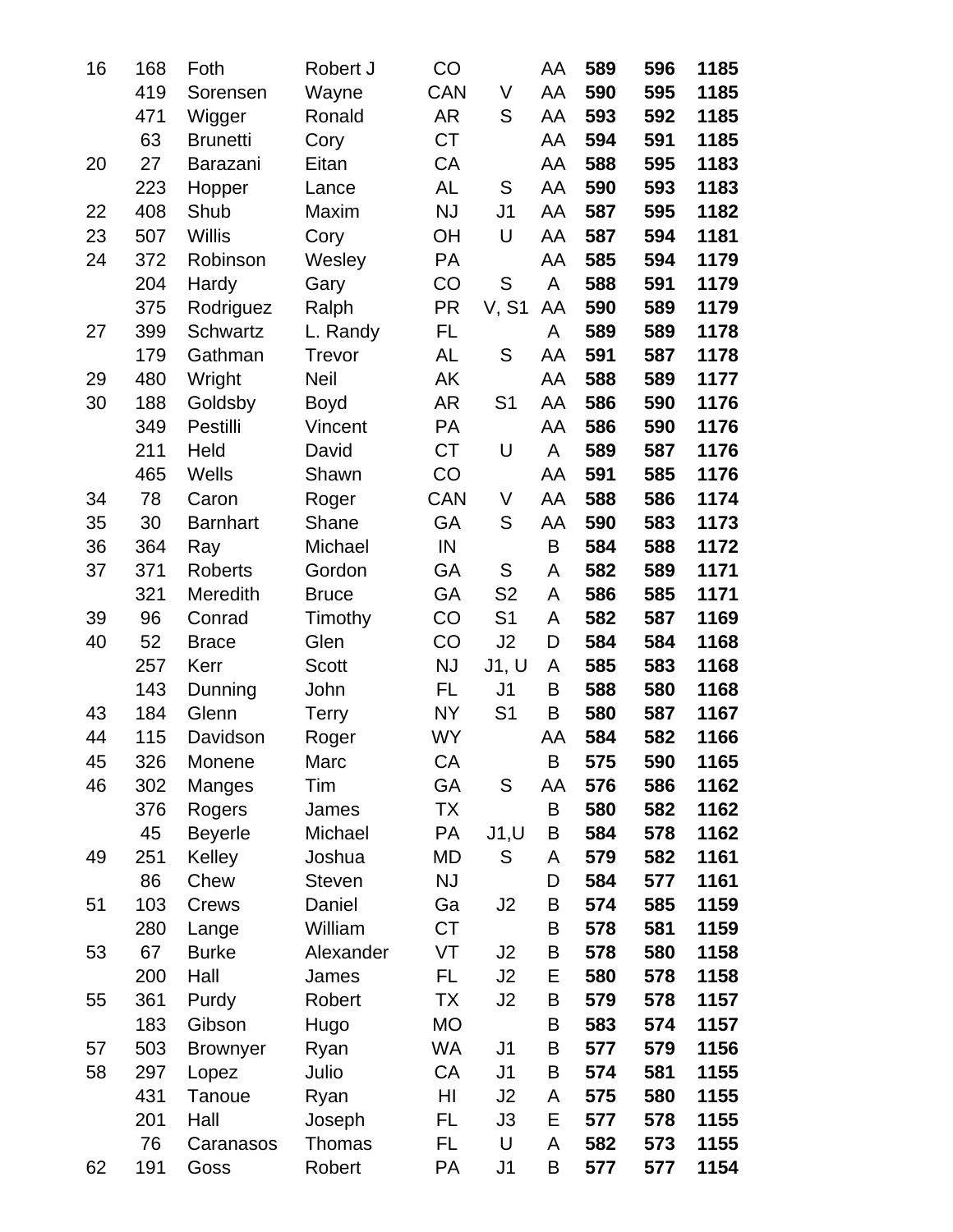| | | | | | | | | | |
|---|---|---|---|---|---|---|---|---|---|
| 16 | 168 | Foth | Robert J | CO | | AA | **589** | **596** | **1185** |
| | 419 | Sorensen | Wayne | CAN | V | AA | **590** | **595** | **1185** |
| | 471 | Wigger | Ronald | AR | S | AA | **593** | **592** | **1185** |
| | 63 | Brunetti | Cory | CT | | AA | **594** | **591** | **1185** |
| 20 | 27 | Barazani | Eitan | CA | | AA | **588** | **595** | **1183** |
| | 223 | Hopper | Lance | AL | S | AA | **590** | **593** | **1183** |
| 22 | 408 | Shub | Maxim | NJ | J1 | AA | **587** | **595** | **1182** |
| 23 | 507 | Willis | Cory | OH | U | AA | **587** | **594** | **1181** |
| 24 | 372 | Robinson | Wesley | PA | | AA | **585** | **594** | **1179** |
| | 204 | Hardy | Gary | CO | S | A | **588** | **591** | **1179** |
| | 375 | Rodriguez | Ralph | PR | V, S1 | AA | **590** | **589** | **1179** |
| 27 | 399 | Schwartz | L. Randy | FL | | A | **589** | **589** | **1178** |
| | 179 | Gathman | Trevor | AL | S | AA | **591** | **587** | **1178** |
| 29 | 480 | Wright | Neil | AK | | AA | **588** | **589** | **1177** |
| 30 | 188 | Goldsby | Boyd | AR | S1 | AA | **586** | **590** | **1176** |
| | 349 | Pestilli | Vincent | PA | | AA | **586** | **590** | **1176** |
| | 211 | Held | David | CT | U | A | **589** | **587** | **1176** |
| | 465 | Wells | Shawn | CO | | AA | **591** | **585** | **1176** |
| 34 | 78 | Caron | Roger | CAN | V | AA | **588** | **586** | **1174** |
| 35 | 30 | Barnhart | Shane | GA | S | AA | **590** | **583** | **1173** |
| 36 | 364 | Ray | Michael | IN | | B | **584** | **588** | **1172** |
| 37 | 371 | Roberts | Gordon | GA | S | A | **582** | **589** | **1171** |
| | 321 | Meredith | Bruce | GA | S2 | A | **586** | **585** | **1171** |
| 39 | 96 | Conrad | Timothy | CO | S1 | A | **582** | **587** | **1169** |
| 40 | 52 | Brace | Glen | CO | J2 | D | **584** | **584** | **1168** |
| | 257 | Kerr | Scott | NJ | J1, U | A | **585** | **583** | **1168** |
| | 143 | Dunning | John | FL | J1 | B | **588** | **580** | **1168** |
| 43 | 184 | Glenn | Terry | NY | S1 | B | **580** | **587** | **1167** |
| 44 | 115 | Davidson | Roger | WY | | AA | **584** | **582** | **1166** |
| 45 | 326 | Monene | Marc | CA | | B | **575** | **590** | **1165** |
| 46 | 302 | Manges | Tim | GA | S | AA | **576** | **586** | **1162** |
| | 376 | Rogers | James | TX | | B | **580** | **582** | **1162** |
| | 45 | Beyerle | Michael | PA | J1,U | B | **584** | **578** | **1162** |
| 49 | 251 | Kelley | Joshua | MD | S | A | **579** | **582** | **1161** |
| | 86 | Chew | Steven | NJ | | D | **584** | **577** | **1161** |
| 51 | 103 | Crews | Daniel | Ga | J2 | B | **574** | **585** | **1159** |
| | 280 | Lange | William | CT | | B | **578** | **581** | **1159** |
| 53 | 67 | Burke | Alexander | VT | J2 | B | **578** | **580** | **1158** |
| | 200 | Hall | James | FL | J2 | E | **580** | **578** | **1158** |
| 55 | 361 | Purdy | Robert | TX | J2 | B | **579** | **578** | **1157** |
| | 183 | Gibson | Hugo | MO | | B | **583** | **574** | **1157** |
| 57 | 503 | Brownyer | Ryan | WA | J1 | B | **577** | **579** | **1156** |
| 58 | 297 | Lopez | Julio | CA | J1 | B | **574** | **581** | **1155** |
| | 431 | Tanoue | Ryan | HI | J2 | A | **575** | **580** | **1155** |
| | 201 | Hall | Joseph | FL | J3 | E | **577** | **578** | **1155** |
| | 76 | Caranasos | Thomas | FL | U | A | **582** | **573** | **1155** |
| 62 | 191 | Goss | Robert | PA | J1 | B | **577** | **577** | **1154** |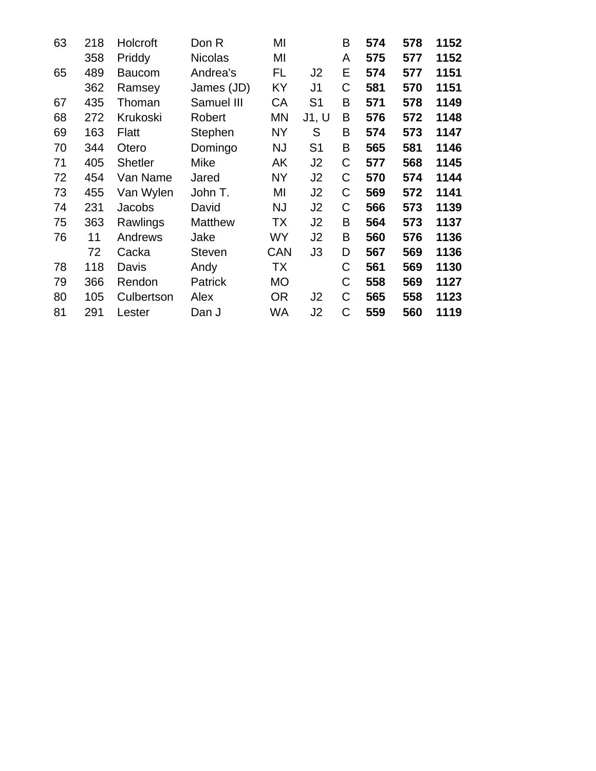| | | | | | | | | | |
|---|---|---|---|---|---|---|---|---|---|
| 63 | 218 | Holcroft | Don R | MI | | B | **574** | **578** | **1152** |
| | 358 | Priddy | Nicolas | MI | | A | **575** | **577** | **1152** |
| 65 | 489 | Baucom | Andrea's | FL | J2 | E | **574** | **577** | **1151** |
| | 362 | Ramsey | James (JD) | KY | J1 | C | **581** | **570** | **1151** |
| 67 | 435 | Thoman | Samuel III | CA | S1 | B | **571** | **578** | **1149** |
| 68 | 272 | Krukoski | Robert | MN | J1, U | B | **576** | **572** | **1148** |
| 69 | 163 | Flatt | Stephen | NY | S | B | **574** | **573** | **1147** |
| 70 | 344 | Otero | Domingo | NJ | S1 | B | **565** | **581** | **1146** |
| 71 | 405 | Shetler | Mike | AK | J2 | C | **577** | **568** | **1145** |
| 72 | 454 | Van Name | Jared | NY | J2 | C | **570** | **574** | **1144** |
| 73 | 455 | Van Wylen | John T. | MI | J2 | C | **569** | **572** | **1141** |
| 74 | 231 | Jacobs | David | NJ | J2 | C | **566** | **573** | **1139** |
| 75 | 363 | Rawlings | Matthew | TX | J2 | B | **564** | **573** | **1137** |
| 76 | 11 | Andrews | Jake | WY | J2 | B | **560** | **576** | **1136** |
| | 72 | Cacka | Steven | CAN | J3 | D | **567** | **569** | **1136** |
| 78 | 118 | Davis | Andy | TX | | C | **561** | **569** | **1130** |
| 79 | 366 | Rendon | Patrick | MO | | C | **558** | **569** | **1127** |
| 80 | 105 | Culbertson | Alex | OR | J2 | C | **565** | **558** | **1123** |
| 81 | 291 | Lester | Dan J | WA | J2 | C | **559** | **560** | **1119** |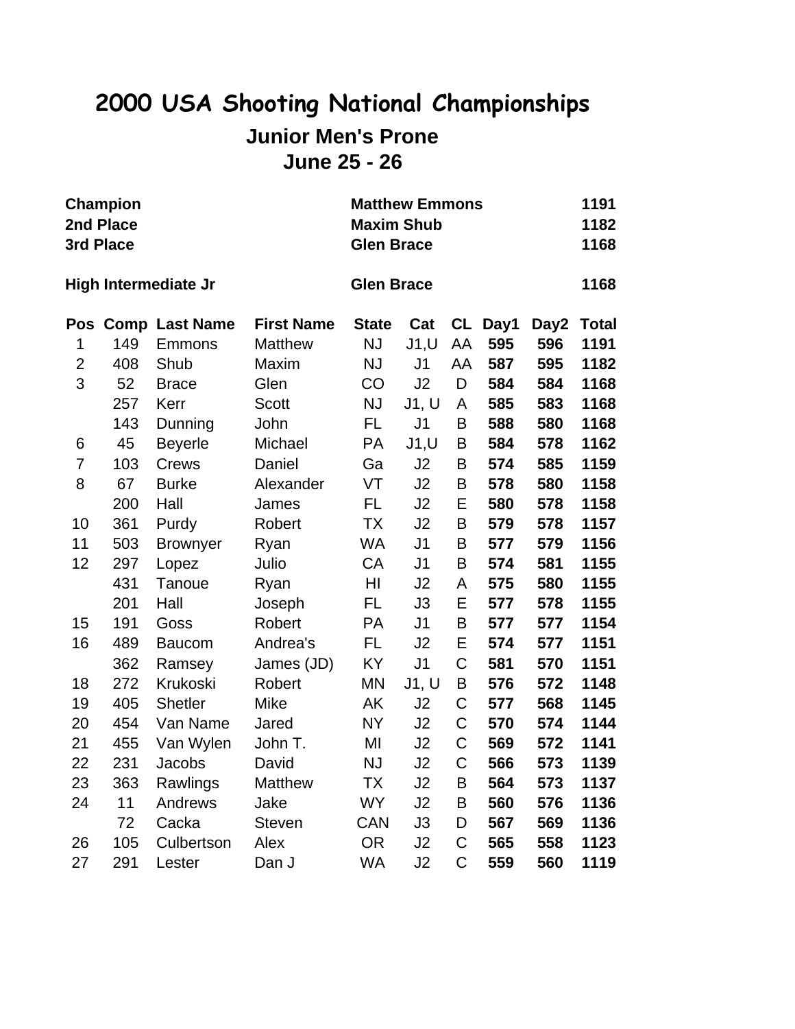# 2000 USA Shooting National Championships

## Junior Men's Prone

## June 25 - 26

| | | |
|---|---|---|
| **Champion** | **Matthew Emmons** | **1191** |
| **2nd Place** | **Maxim Shub** | **1182** |
| **3rd Place** | **Glen Brace** | **1168** |
| | | |
| **High Intermediate Jr** | **Glen Brace** | **1168** |

| Pos | Comp | Last Name | First Name | State | Cat | CL | Day1 | Day2 | Total |
|---|---|---|---|---|---|---|---|---|---|
| 1 | 149 | Emmons | Matthew | NJ | J1,U | AA | **595** | **596** | **1191** |
| 2 | 408 | Shub | Maxim | NJ | J1 | AA | **587** | **595** | **1182** |
| 3 | 52 | Brace | Glen | CO | J2 | D | **584** | **584** | **1168** |
| | 257 | Kerr | Scott | NJ | J1, U | A | **585** | **583** | **1168** |
| | 143 | Dunning | John | FL | J1 | B | **588** | **580** | **1168** |
| 6 | 45 | Beyerle | Michael | PA | J1,U | B | **584** | **578** | **1162** |
| 7 | 103 | Crews | Daniel | Ga | J2 | B | **574** | **585** | **1159** |
| 8 | 67 | Burke | Alexander | VT | J2 | B | **578** | **580** | **1158** |
| | 200 | Hall | James | FL | J2 | E | **580** | **578** | **1158** |
| 10 | 361 | Purdy | Robert | TX | J2 | B | **579** | **578** | **1157** |
| 11 | 503 | Brownyer | Ryan | WA | J1 | B | **577** | **579** | **1156** |
| 12 | 297 | Lopez | Julio | CA | J1 | B | **574** | **581** | **1155** |
| | 431 | Tanoue | Ryan | HI | J2 | A | **575** | **580** | **1155** |
| | 201 | Hall | Joseph | FL | J3 | E | **577** | **578** | **1155** |
| 15 | 191 | Goss | Robert | PA | J1 | B | **577** | **577** | **1154** |
| 16 | 489 | Baucom | Andrea's | FL | J2 | E | **574** | **577** | **1151** |
| | 362 | Ramsey | James (JD) | KY | J1 | C | **581** | **570** | **1151** |
| 18 | 272 | Krukoski | Robert | MN | J1, U | B | **576** | **572** | **1148** |
| 19 | 405 | Shetler | Mike | AK | J2 | C | **577** | **568** | **1145** |
| 20 | 454 | Van Name | Jared | NY | J2 | C | **570** | **574** | **1144** |
| 21 | 455 | Van Wylen | John T. | MI | J2 | C | **569** | **572** | **1141** |
| 22 | 231 | Jacobs | David | NJ | J2 | C | **566** | **573** | **1139** |
| 23 | 363 | Rawlings | Matthew | TX | J2 | B | **564** | **573** | **1137** |
| 24 | 11 | Andrews | Jake | WY | J2 | B | **560** | **576** | **1136** |
| | 72 | Cacka | Steven | CAN | J3 | D | **567** | **569** | **1136** |
| 26 | 105 | Culbertson | Alex | OR | J2 | C | **565** | **558** | **1123** |
| 27 | 291 | Lester | Dan J | WA | J2 | C | **559** | **560** | **1119** |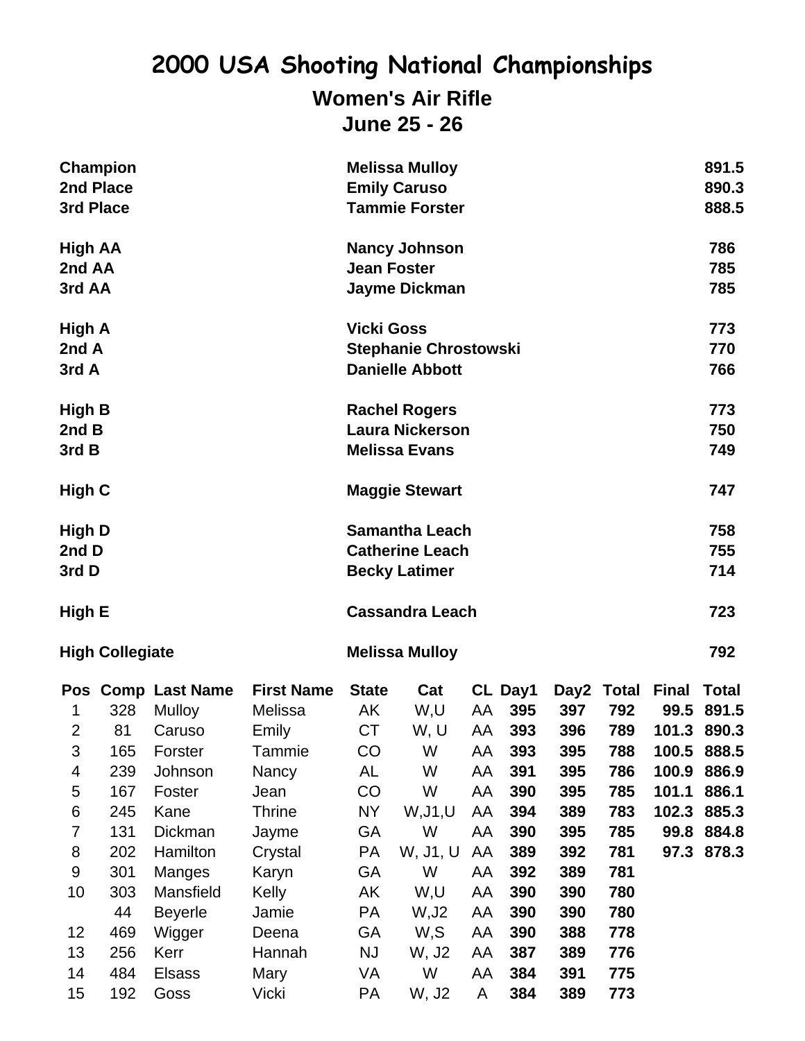# 2000 USA Shooting National Championships

## Women's Air Rifle

## June 25 - 26

| | | |
|---|---|---|
| **Champion** | **Melissa Mulloy** | **891.5** |
| **2nd Place** | **Emily Caruso** | **890.3** |
| **3rd Place** | **Tammie Forster** | **888.5** |
| | | |
| **High AA** | **Nancy Johnson** | **786** |
| **2nd AA** | **Jean Foster** | **785** |
| **3rd AA** | **Jayme Dickman** | **785** |
| | | |
| **High A** | **Vicki Goss** | **773** |
| **2nd A** | **Stephanie Chrostowski** | **770** |
| **3rd A** | **Danielle Abbott** | **766** |
| | | |
| **High B** | **Rachel Rogers** | **773** |
| **2nd B** | **Laura Nickerson** | **750** |
| **3rd B** | **Melissa Evans** | **749** |
| | | |
| **High C** | **Maggie Stewart** | **747** |
| | | |
| **High D** | **Samantha Leach** | **758** |
| **2nd D** | **Catherine Leach** | **755** |
| **3rd D** | **Becky Latimer** | **714** |
| | | |
| **High E** | **Cassandra Leach** | **723** |
| | | |
| **High Collegiate** | **Melissa Mulloy** | **792** |

| Pos | Comp | Last Name | First Name | State | Cat | CL | Day1 | Day2 | Total | Final | Total |
|---|---|---|---|---|---|---|---|---|---|---|---|
| 1 | 328 | Mulloy | Melissa | AK | W,U | AA | **395** | **397** | **792** | **99.5** | **891.5** |
| 2 | 81 | Caruso | Emily | CT | W, U | AA | **393** | **396** | **789** | **101.3** | **890.3** |
| 3 | 165 | Forster | Tammie | CO | W | AA | **393** | **395** | **788** | **100.5** | **888.5** |
| 4 | 239 | Johnson | Nancy | AL | W | AA | **391** | **395** | **786** | **100.9** | **886.9** |
| 5 | 167 | Foster | Jean | CO | W | AA | **390** | **395** | **785** | **101.1** | **886.1** |
| 6 | 245 | Kane | Thrine | NY | W,J1,U | AA | **394** | **389** | **783** | **102.3** | **885.3** |
| 7 | 131 | Dickman | Jayme | GA | W | AA | **390** | **395** | **785** | **99.8** | **884.8** |
| 8 | 202 | Hamilton | Crystal | PA | W, J1, U | AA | **389** | **392** | **781** | **97.3** | **878.3** |
| 9 | 301 | Manges | Karyn | GA | W | AA | **392** | **389** | **781** | | |
| 10 | 303 | Mansfield | Kelly | AK | W,U | AA | **390** | **390** | **780** | | |
| | 44 | Beyerle | Jamie | PA | W,J2 | AA | **390** | **390** | **780** | | |
| 12 | 469 | Wigger | Deena | GA | W,S | AA | **390** | **388** | **778** | | |
| 13 | 256 | Kerr | Hannah | NJ | W, J2 | AA | **387** | **389** | **776** | | |
| 14 | 484 | Elsass | Mary | VA | W | AA | **384** | **391** | **775** | | |
| 15 | 192 | Goss | Vicki | PA | W, J2 | A | **384** | **389** | **773** | | |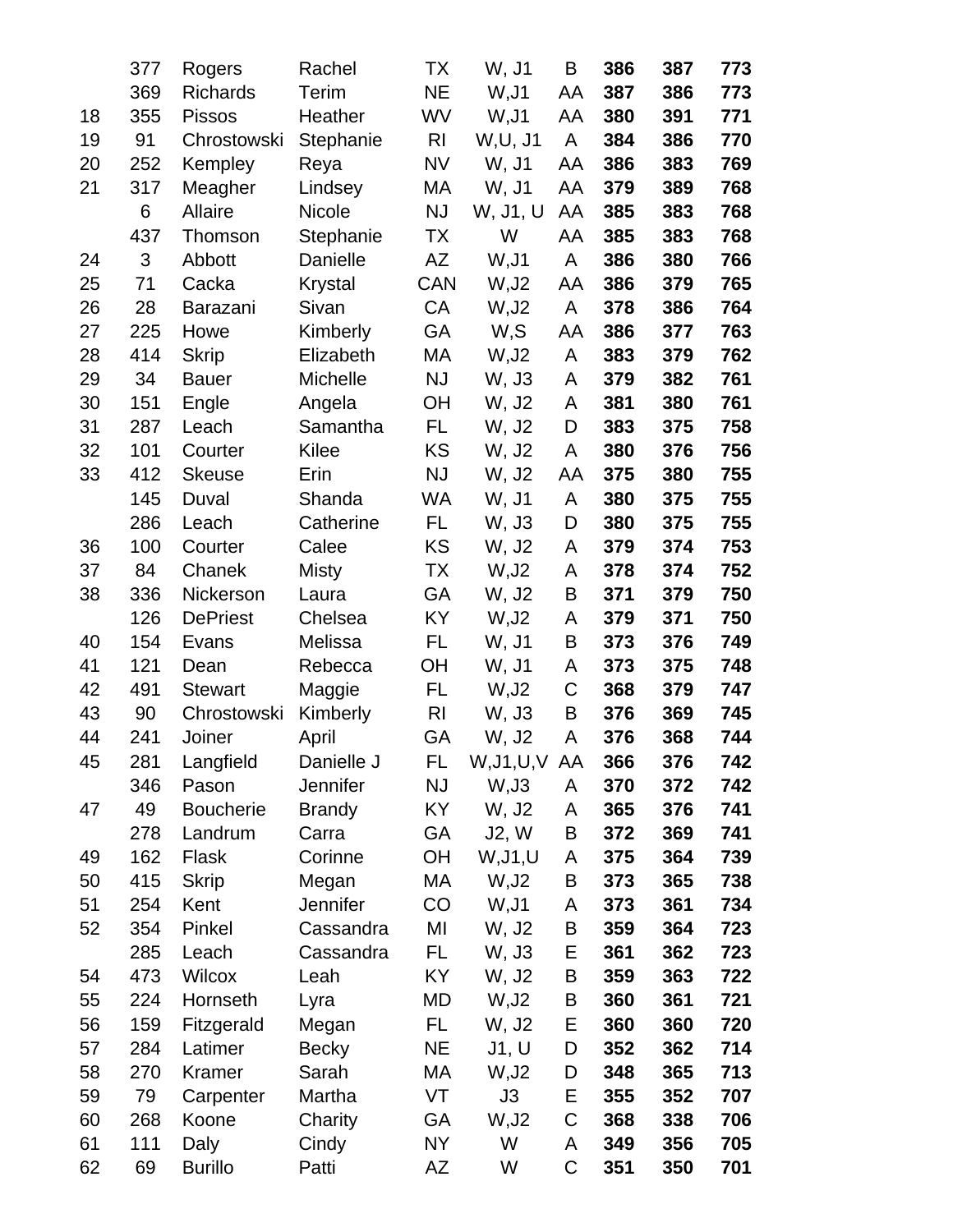|  |  |  |  |  |  |  |  |  |  |
|---|---|---|---|---|---|---|---|---|---|
|  | 377 | Rogers | Rachel | TX | W, J1 | B | **386** | **387** | **773** |
|  | 369 | Richards | Terim | NE | W,J1 | AA | **387** | **386** | **773** |
| 18 | 355 | Pissos | Heather | WV | W,J1 | AA | **380** | **391** | **771** |
| 19 | 91 | Chrostowski | Stephanie | RI | W,U, J1 | A | **384** | **386** | **770** |
| 20 | 252 | Kempley | Reya | NV | W, J1 | AA | **386** | **383** | **769** |
| 21 | 317 | Meagher | Lindsey | MA | W, J1 | AA | **379** | **389** | **768** |
|  | 6 | Allaire | Nicole | NJ | W, J1, U | AA | **385** | **383** | **768** |
|  | 437 | Thomson | Stephanie | TX | W | AA | **385** | **383** | **768** |
| 24 | 3 | Abbott | Danielle | AZ | W,J1 | A | **386** | **380** | **766** |
| 25 | 71 | Cacka | Krystal | CAN | W,J2 | AA | **386** | **379** | **765** |
| 26 | 28 | Barazani | Sivan | CA | W,J2 | A | **378** | **386** | **764** |
| 27 | 225 | Howe | Kimberly | GA | W,S | AA | **386** | **377** | **763** |
| 28 | 414 | Skrip | Elizabeth | MA | W,J2 | A | **383** | **379** | **762** |
| 29 | 34 | Bauer | Michelle | NJ | W, J3 | A | **379** | **382** | **761** |
| 30 | 151 | Engle | Angela | OH | W, J2 | A | **381** | **380** | **761** |
| 31 | 287 | Leach | Samantha | FL | W, J2 | D | **383** | **375** | **758** |
| 32 | 101 | Courter | Kilee | KS | W, J2 | A | **380** | **376** | **756** |
| 33 | 412 | Skeuse | Erin | NJ | W, J2 | AA | **375** | **380** | **755** |
|  | 145 | Duval | Shanda | WA | W, J1 | A | **380** | **375** | **755** |
|  | 286 | Leach | Catherine | FL | W, J3 | D | **380** | **375** | **755** |
| 36 | 100 | Courter | Calee | KS | W, J2 | A | **379** | **374** | **753** |
| 37 | 84 | Chanek | Misty | TX | W,J2 | A | **378** | **374** | **752** |
| 38 | 336 | Nickerson | Laura | GA | W, J2 | B | **371** | **379** | **750** |
|  | 126 | DePriest | Chelsea | KY | W,J2 | A | **379** | **371** | **750** |
| 40 | 154 | Evans | Melissa | FL | W, J1 | B | **373** | **376** | **749** |
| 41 | 121 | Dean | Rebecca | OH | W, J1 | A | **373** | **375** | **748** |
| 42 | 491 | Stewart | Maggie | FL | W,J2 | C | **368** | **379** | **747** |
| 43 | 90 | Chrostowski | Kimberly | RI | W, J3 | B | **376** | **369** | **745** |
| 44 | 241 | Joiner | April | GA | W, J2 | A | **376** | **368** | **744** |
| 45 | 281 | Langfield | Danielle J | FL | W,J1,U,V | AA | **366** | **376** | **742** |
|  | 346 | Pason | Jennifer | NJ | W,J3 | A | **370** | **372** | **742** |
| 47 | 49 | Boucherie | Brandy | KY | W, J2 | A | **365** | **376** | **741** |
|  | 278 | Landrum | Carra | GA | J2, W | B | **372** | **369** | **741** |
| 49 | 162 | Flask | Corinne | OH | W,J1,U | A | **375** | **364** | **739** |
| 50 | 415 | Skrip | Megan | MA | W,J2 | B | **373** | **365** | **738** |
| 51 | 254 | Kent | Jennifer | CO | W,J1 | A | **373** | **361** | **734** |
| 52 | 354 | Pinkel | Cassandra | MI | W, J2 | B | **359** | **364** | **723** |
|  | 285 | Leach | Cassandra | FL | W, J3 | E | **361** | **362** | **723** |
| 54 | 473 | Wilcox | Leah | KY | W, J2 | B | **359** | **363** | **722** |
| 55 | 224 | Hornseth | Lyra | MD | W,J2 | B | **360** | **361** | **721** |
| 56 | 159 | Fitzgerald | Megan | FL | W, J2 | E | **360** | **360** | **720** |
| 57 | 284 | Latimer | Becky | NE | J1, U | D | **352** | **362** | **714** |
| 58 | 270 | Kramer | Sarah | MA | W,J2 | D | **348** | **365** | **713** |
| 59 | 79 | Carpenter | Martha | VT | J3 | E | **355** | **352** | **707** |
| 60 | 268 | Koone | Charity | GA | W,J2 | C | **368** | **338** | **706** |
| 61 | 111 | Daly | Cindy | NY | W | A | **349** | **356** | **705** |
| 62 | 69 | Burillo | Patti | AZ | W | C | **351** | **350** | **701** |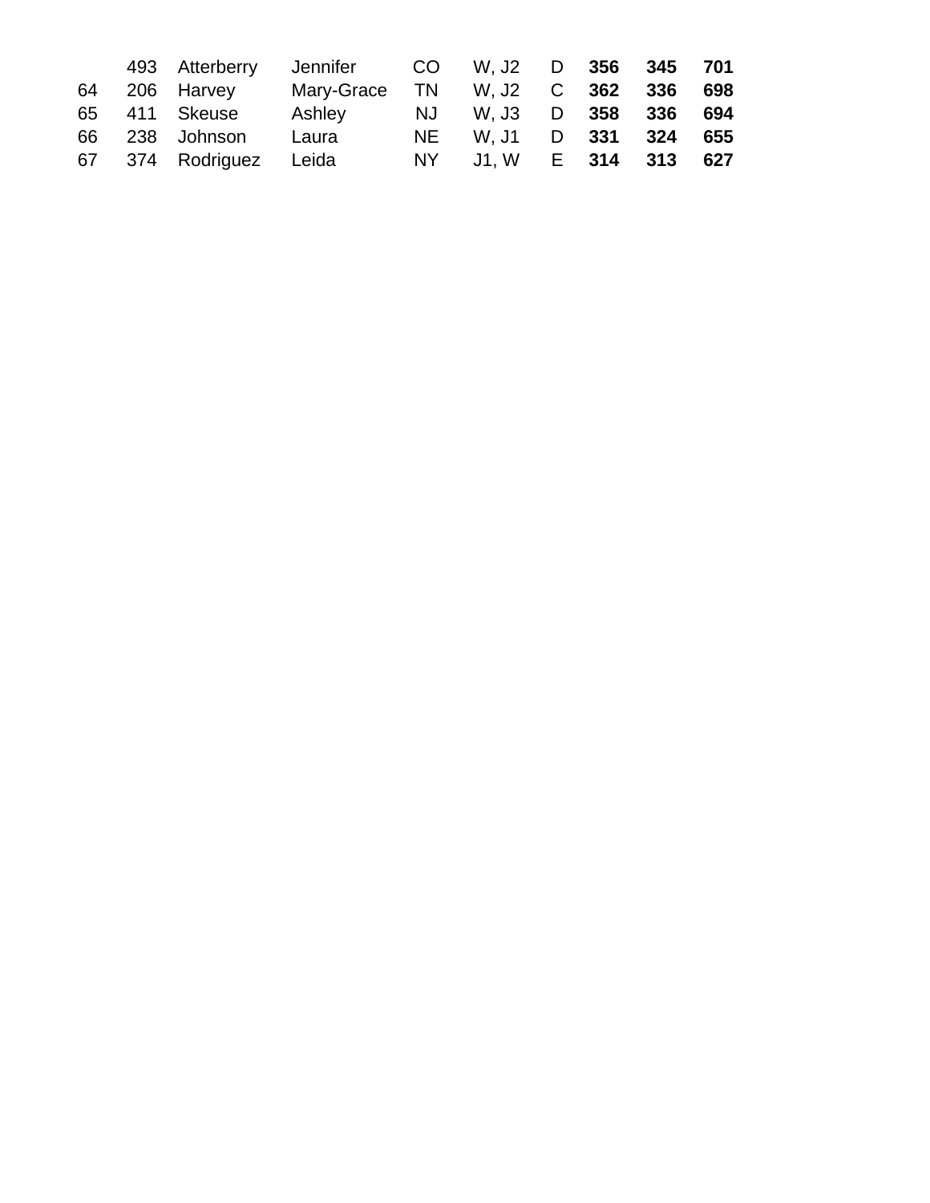|  |  |  |  |  |  |  |  |  |  |
|---|---|---|---|---|---|---|---|---|---|
|  | 493 | Atterberry | Jennifer | CO | W, J2 | D | **356** | **345** | **701** |
| 64 | 206 | Harvey | Mary-Grace | TN | W, J2 | C | **362** | **336** | **698** |
| 65 | 411 | Skeuse | Ashley | NJ | W, J3 | D | **358** | **336** | **694** |
| 66 | 238 | Johnson | Laura | NE | W, J1 | D | **331** | **324** | **655** |
| 67 | 374 | Rodriguez | Leida | NY | J1, W | E | **314** | **313** | **627** |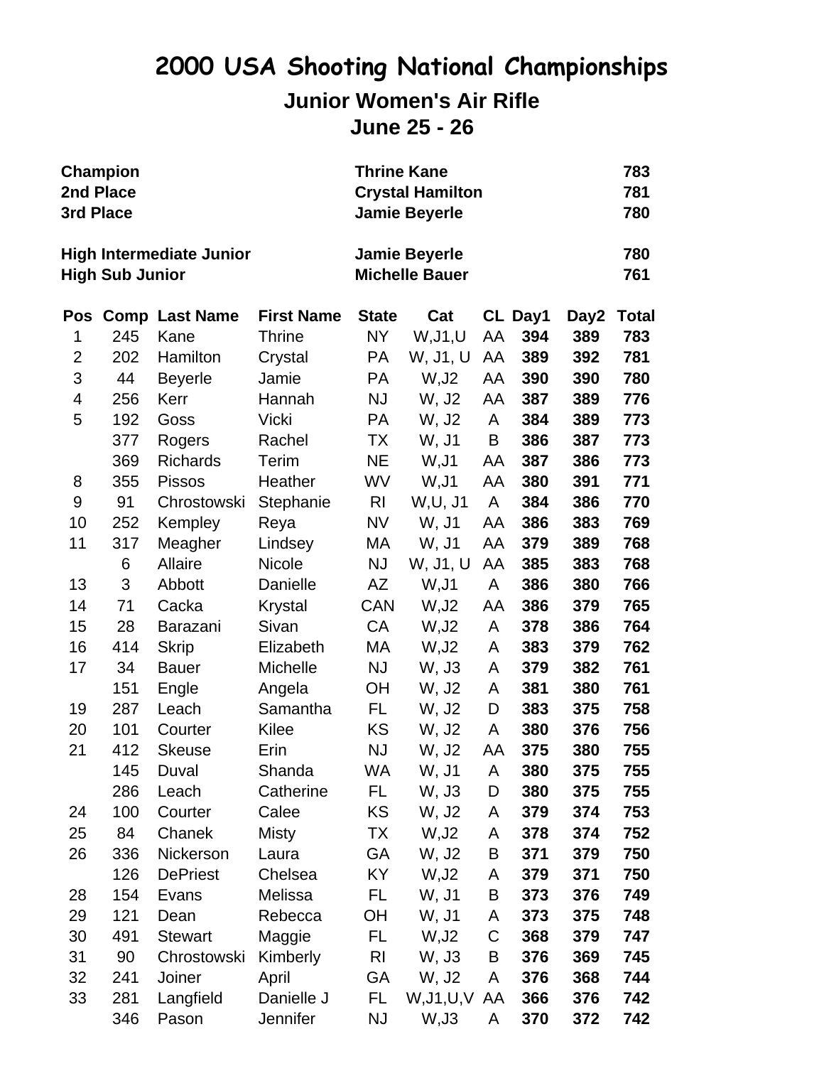# 2000 USA Shooting National Championships

## Junior Women's Air Rifle

## June 25 - 26

| | | |
|---|---|---|
| **Champion** | **Thrine Kane** | **783** |
| **2nd Place** | **Crystal Hamilton** | **781** |
| **3rd Place** | **Jamie Beyerle** | **780** |
| **High Intermediate Junior** | **Jamie Beyerle** | **780** |
| **High Sub Junior** | **Michelle Bauer** | **761** |

| Pos | Comp | Last Name | First Name | State | Cat | CL | Day1 | Day2 | Total |
|---|---|---|---|---|---|---|---|---|---|
| 1 | 245 | Kane | Thrine | NY | W,J1,U | AA | **394** | **389** | **783** |
| 2 | 202 | Hamilton | Crystal | PA | W, J1, U | AA | **389** | **392** | **781** |
| 3 | 44 | Beyerle | Jamie | PA | W,J2 | AA | **390** | **390** | **780** |
| 4 | 256 | Kerr | Hannah | NJ | W, J2 | AA | **387** | **389** | **776** |
| 5 | 192 | Goss | Vicki | PA | W, J2 | A | **384** | **389** | **773** |
| | 377 | Rogers | Rachel | TX | W, J1 | B | **386** | **387** | **773** |
| | 369 | Richards | Terim | NE | W,J1 | AA | **387** | **386** | **773** |
| 8 | 355 | Pissos | Heather | WV | W,J1 | AA | **380** | **391** | **771** |
| 9 | 91 | Chrostowski | Stephanie | RI | W,U, J1 | A | **384** | **386** | **770** |
| 10 | 252 | Kempley | Reya | NV | W, J1 | AA | **386** | **383** | **769** |
| 11 | 317 | Meagher | Lindsey | MA | W, J1 | AA | **379** | **389** | **768** |
| | 6 | Allaire | Nicole | NJ | W, J1, U | AA | **385** | **383** | **768** |
| 13 | 3 | Abbott | Danielle | AZ | W,J1 | A | **386** | **380** | **766** |
| 14 | 71 | Cacka | Krystal | CAN | W,J2 | AA | **386** | **379** | **765** |
| 15 | 28 | Barazani | Sivan | CA | W,J2 | A | **378** | **386** | **764** |
| 16 | 414 | Skrip | Elizabeth | MA | W,J2 | A | **383** | **379** | **762** |
| 17 | 34 | Bauer | Michelle | NJ | W, J3 | A | **379** | **382** | **761** |
| | 151 | Engle | Angela | OH | W, J2 | A | **381** | **380** | **761** |
| 19 | 287 | Leach | Samantha | FL | W, J2 | D | **383** | **375** | **758** |
| 20 | 101 | Courter | Kilee | KS | W, J2 | A | **380** | **376** | **756** |
| 21 | 412 | Skeuse | Erin | NJ | W, J2 | AA | **375** | **380** | **755** |
| | 145 | Duval | Shanda | WA | W, J1 | A | **380** | **375** | **755** |
| | 286 | Leach | Catherine | FL | W, J3 | D | **380** | **375** | **755** |
| 24 | 100 | Courter | Calee | KS | W, J2 | A | **379** | **374** | **753** |
| 25 | 84 | Chanek | Misty | TX | W,J2 | A | **378** | **374** | **752** |
| 26 | 336 | Nickerson | Laura | GA | W, J2 | B | **371** | **379** | **750** |
| | 126 | DePriest | Chelsea | KY | W,J2 | A | **379** | **371** | **750** |
| 28 | 154 | Evans | Melissa | FL | W, J1 | B | **373** | **376** | **749** |
| 29 | 121 | Dean | Rebecca | OH | W, J1 | A | **373** | **375** | **748** |
| 30 | 491 | Stewart | Maggie | FL | W,J2 | C | **368** | **379** | **747** |
| 31 | 90 | Chrostowski | Kimberly | RI | W, J3 | B | **376** | **369** | **745** |
| 32 | 241 | Joiner | April | GA | W, J2 | A | **376** | **368** | **744** |
| 33 | 281 | Langfield | Danielle J | FL | W,J1,U,V | AA | **366** | **376** | **742** |
| | 346 | Pason | Jennifer | NJ | W,J3 | A | **370** | **372** | **742** |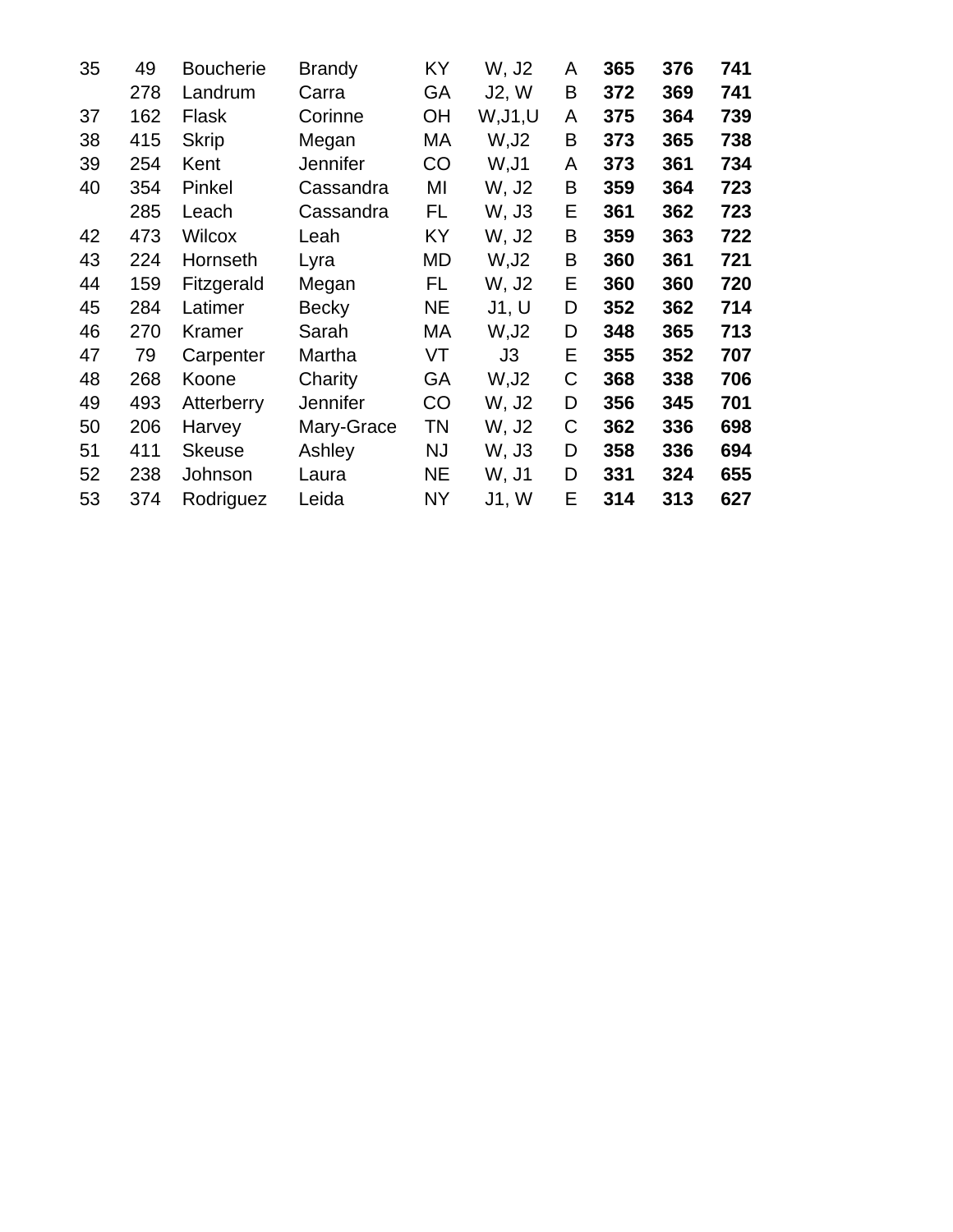| | | | | | | | | | |
|---|---|---|---|---|---|---|---|---|---|
| 35 | 49 | Boucherie | Brandy | KY | W, J2 | A | **365** | **376** | **741** |
| | 278 | Landrum | Carra | GA | J2, W | B | **372** | **369** | **741** |
| 37 | 162 | Flask | Corinne | OH | W,J1,U | A | **375** | **364** | **739** |
| 38 | 415 | Skrip | Megan | MA | W,J2 | B | **373** | **365** | **738** |
| 39 | 254 | Kent | Jennifer | CO | W,J1 | A | **373** | **361** | **734** |
| 40 | 354 | Pinkel | Cassandra | MI | W, J2 | B | **359** | **364** | **723** |
| | 285 | Leach | Cassandra | FL | W, J3 | E | **361** | **362** | **723** |
| 42 | 473 | Wilcox | Leah | KY | W, J2 | B | **359** | **363** | **722** |
| 43 | 224 | Hornseth | Lyra | MD | W,J2 | B | **360** | **361** | **721** |
| 44 | 159 | Fitzgerald | Megan | FL | W, J2 | E | **360** | **360** | **720** |
| 45 | 284 | Latimer | Becky | NE | J1, U | D | **352** | **362** | **714** |
| 46 | 270 | Kramer | Sarah | MA | W,J2 | D | **348** | **365** | **713** |
| 47 | 79 | Carpenter | Martha | VT | J3 | E | **355** | **352** | **707** |
| 48 | 268 | Koone | Charity | GA | W,J2 | C | **368** | **338** | **706** |
| 49 | 493 | Atterberry | Jennifer | CO | W, J2 | D | **356** | **345** | **701** |
| 50 | 206 | Harvey | Mary-Grace | TN | W, J2 | C | **362** | **336** | **698** |
| 51 | 411 | Skeuse | Ashley | NJ | W, J3 | D | **358** | **336** | **694** |
| 52 | 238 | Johnson | Laura | NE | W, J1 | D | **331** | **324** | **655** |
| 53 | 374 | Rodriguez | Leida | NY | J1, W | E | **314** | **313** | **627** |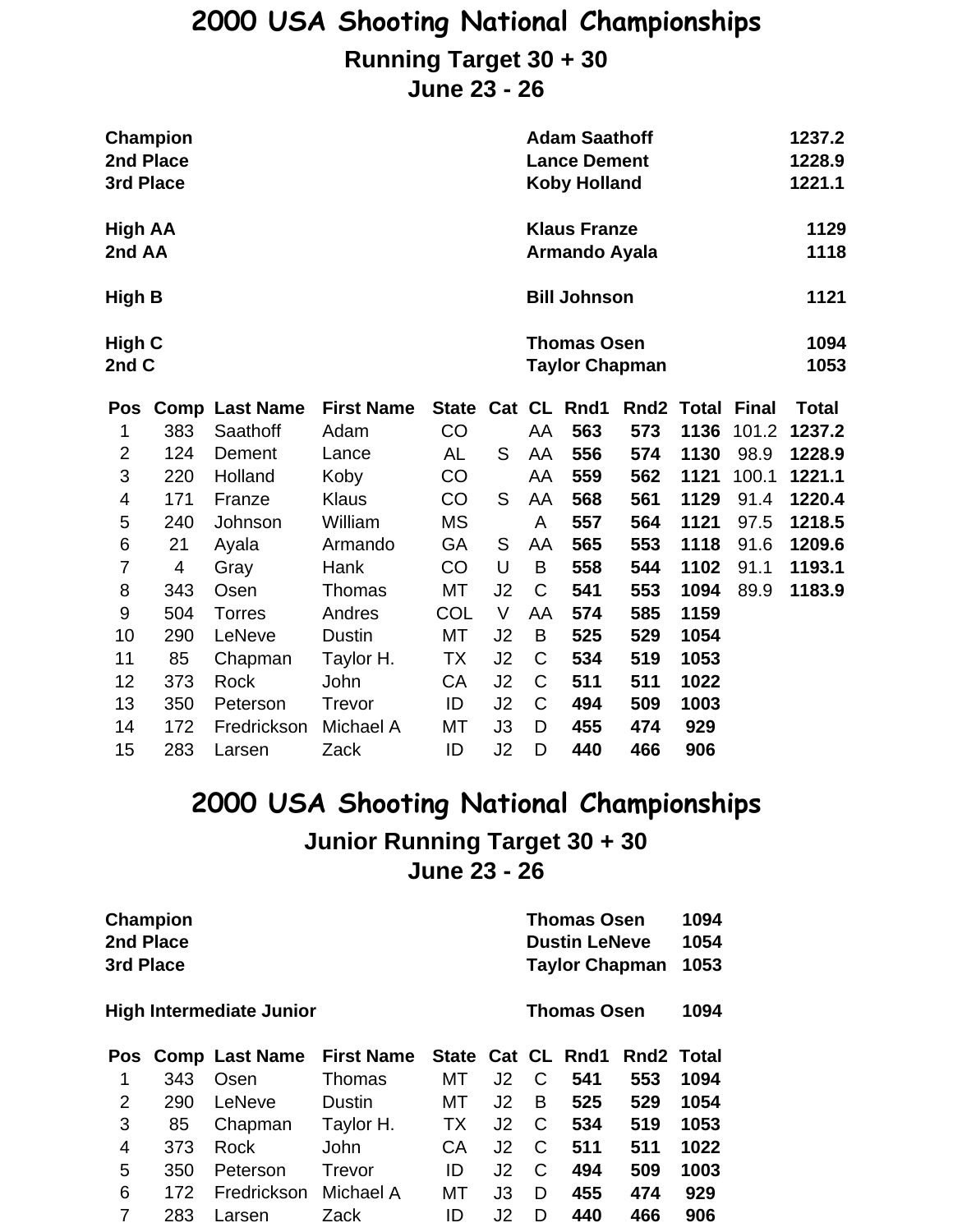# 2000 USA Shooting National Championships

## Running Target 30 + 30

## June 23 - 26

| | | |
|---|---|---|
| **Champion** | **Adam Saathoff** | **1237.2** |
| **2nd Place** | **Lance Dement** | **1228.9** |
| **3rd Place** | **Koby Holland** | **1221.1** |
| **High AA** | **Klaus Franze** | **1129** |
| **2nd AA** | **Armando Ayala** | **1118** |
| **High B** | **Bill Johnson** | **1121** |
| **High C** | **Thomas Osen** | **1094** |
| **2nd C** | **Taylor Chapman** | **1053** |

| Pos | Comp | Last Name | First Name | State | Cat | CL | Rnd1 | Rnd2 | Total | Final | Total |
|---|---|---|---|---|---|---|---|---|---|---|---|
| 1 | 383 | Saathoff | Adam | CO | | AA | **563** | **573** | **1136** | 101.2 | **1237.2** |
| 2 | 124 | Dement | Lance | AL | S | AA | **556** | **574** | **1130** | 98.9 | **1228.9** |
| 3 | 220 | Holland | Koby | CO | | AA | **559** | **562** | **1121** | 100.1 | **1221.1** |
| 4 | 171 | Franze | Klaus | CO | S | AA | **568** | **561** | **1129** | 91.4 | **1220.4** |
| 5 | 240 | Johnson | William | MS | | A | **557** | **564** | **1121** | 97.5 | **1218.5** |
| 6 | 21 | Ayala | Armando | GA | S | AA | **565** | **553** | **1118** | 91.6 | **1209.6** |
| 7 | 4 | Gray | Hank | CO | U | B | **558** | **544** | **1102** | 91.1 | **1193.1** |
| 8 | 343 | Osen | Thomas | MT | J2 | C | **541** | **553** | **1094** | 89.9 | **1183.9** |
| 9 | 504 | Torres | Andres | COL | V | AA | **574** | **585** | **1159** | | |
| 10 | 290 | LeNeve | Dustin | MT | J2 | B | **525** | **529** | **1054** | | |
| 11 | 85 | Chapman | Taylor H. | TX | J2 | C | **534** | **519** | **1053** | | |
| 12 | 373 | Rock | John | CA | J2 | C | **511** | **511** | **1022** | | |
| 13 | 350 | Peterson | Trevor | ID | J2 | C | **494** | **509** | **1003** | | |
| 14 | 172 | Fredrickson | Michael A | MT | J3 | D | **455** | **474** | **929** | | |
| 15 | 283 | Larsen | Zack | ID | J2 | D | **440** | **466** | **906** | | |

# 2000 USA Shooting National Championships

## Junior Running Target 30 + 30

## June 23 - 26

| | | |
|---|---|---|
| **Champion** | **Thomas Osen** | **1094** |
| **2nd Place** | **Dustin LeNeve** | **1054** |
| **3rd Place** | **Taylor Chapman** | **1053** |
| **High Intermediate Junior** | **Thomas Osen** | **1094** |

| Pos | Comp | Last Name | First Name | State | Cat | CL | Rnd1 | Rnd2 | Total |
|---|---|---|---|---|---|---|---|---|---|
| 1 | 343 | Osen | Thomas | MT | J2 | C | **541** | **553** | **1094** |
| 2 | 290 | LeNeve | Dustin | MT | J2 | B | **525** | **529** | **1054** |
| 3 | 85 | Chapman | Taylor H. | TX | J2 | C | **534** | **519** | **1053** |
| 4 | 373 | Rock | John | CA | J2 | C | **511** | **511** | **1022** |
| 5 | 350 | Peterson | Trevor | ID | J2 | C | **494** | **509** | **1003** |
| 6 | 172 | Fredrickson | Michael A | MT | J3 | D | **455** | **474** | **929** |
| 7 | 283 | Larsen | Zack | ID | J2 | D | **440** | **466** | **906** |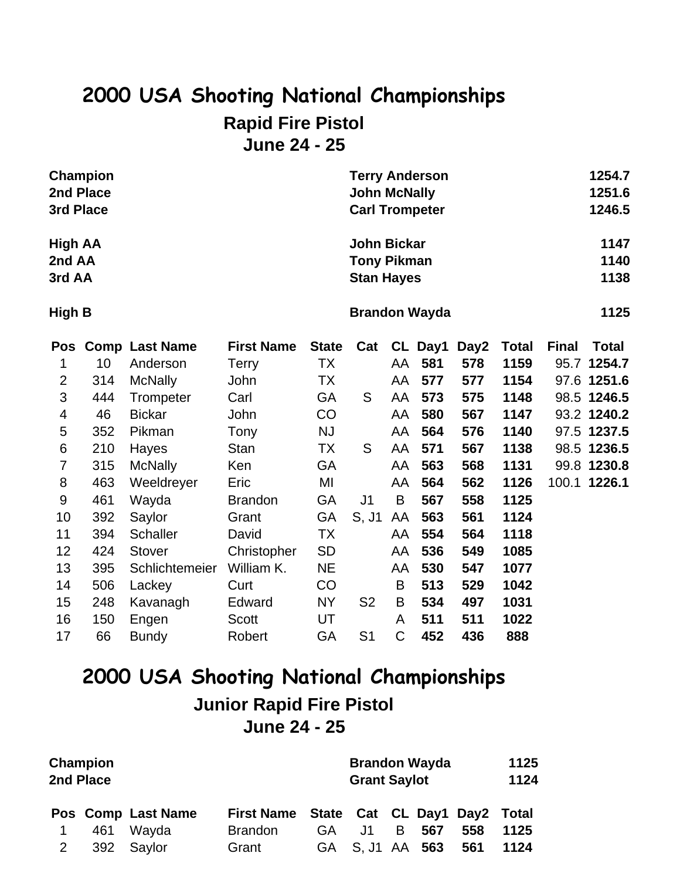# 2000 USA Shooting National Championships

## Rapid Fire Pistol

## June 24 - 25

| | | |
|---|---|---|
| **Champion** | **Terry Anderson** | **1254.7** |
| **2nd Place** | **John McNally** | **1251.6** |
| **3rd Place** | **Carl Trompeter** | **1246.5** |
| **High AA** | **John Bickar** | **1147** |
| **2nd AA** | **Tony Pikman** | **1140** |
| **3rd AA** | **Stan Hayes** | **1138** |
| **High B** | **Brandon Wayda** | **1125** |

| Pos | Comp | Last Name | First Name | State | Cat | CL | Day1 | Day2 | Total | Final | Total |
|---|---|---|---|---|---|---|---|---|---|---|---|
| 1 | 10 | Anderson | Terry | TX | | AA | **581** | **578** | **1159** | 95.7 | **1254.7** |
| 2 | 314 | McNally | John | TX | | AA | **577** | **577** | **1154** | 97.6 | **1251.6** |
| 3 | 444 | Trompeter | Carl | GA | S | AA | **573** | **575** | **1148** | 98.5 | **1246.5** |
| 4 | 46 | Bickar | John | CO | | AA | **580** | **567** | **1147** | 93.2 | **1240.2** |
| 5 | 352 | Pikman | Tony | NJ | | AA | **564** | **576** | **1140** | 97.5 | **1237.5** |
| 6 | 210 | Hayes | Stan | TX | S | AA | **571** | **567** | **1138** | 98.5 | **1236.5** |
| 7 | 315 | McNally | Ken | GA | | AA | **563** | **568** | **1131** | 99.8 | **1230.8** |
| 8 | 463 | Weeldreyer | Eric | MI | | AA | **564** | **562** | **1126** | 100.1 | **1226.1** |
| 9 | 461 | Wayda | Brandon | GA | J1 | B | **567** | **558** | **1125** | | |
| 10 | 392 | Saylor | Grant | GA | S, J1 | AA | **563** | **561** | **1124** | | |
| 11 | 394 | Schaller | David | TX | | AA | **554** | **564** | **1118** | | |
| 12 | 424 | Stover | Christopher | SD | | AA | **536** | **549** | **1085** | | |
| 13 | 395 | Schlichtemeier | William K. | NE | | AA | **530** | **547** | **1077** | | |
| 14 | 506 | Lackey | Curt | CO | | B | **513** | **529** | **1042** | | |
| 15 | 248 | Kavanagh | Edward | NY | S2 | B | **534** | **497** | **1031** | | |
| 16 | 150 | Engen | Scott | UT | | A | **511** | **511** | **1022** | | |
| 17 | 66 | Bundy | Robert | GA | S1 | C | **452** | **436** | **888** | | |

# 2000 USA Shooting National Championships

## Junior Rapid Fire Pistol

## June 24 - 25

| | | |
|---|---|---|
| **Champion** | **Brandon Wayda** | **1125** |
| **2nd Place** | **Grant Saylot** | **1124** |

| Pos | Comp | Last Name | First Name | State | Cat | CL | Day1 | Day2 | Total |
|---|---|---|---|---|---|---|---|---|---|
| 1 | 461 | Wayda | Brandon | GA | J1 | B | **567** | **558** | **1125** |
| 2 | 392 | Saylor | Grant | GA | S, J1 | AA | **563** | **561** | **1124** |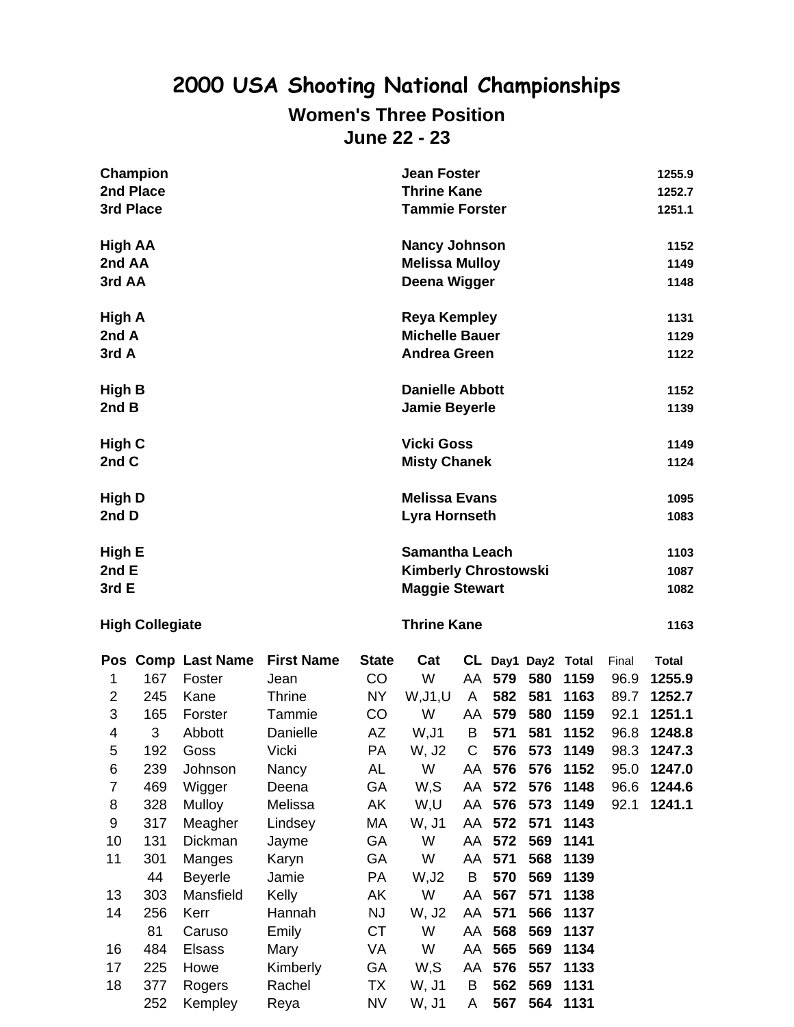# 2000 USA Shooting National Championships

## Women's Three Position

### June 22 - 23

| | | |
|---|---|---|
| **Champion** | **Jean Foster** | **1255.9** |
| **2nd Place** | **Thrine Kane** | **1252.7** |
| **3rd Place** | **Tammie Forster** | **1251.1** |
| | | |
| **High AA** | **Nancy Johnson** | **1152** |
| **2nd AA** | **Melissa Mulloy** | **1149** |
| **3rd AA** | **Deena Wigger** | **1148** |
| | | |
| **High A** | **Reya Kempley** | **1131** |
| **2nd A** | **Michelle Bauer** | **1129** |
| **3rd A** | **Andrea Green** | **1122** |
| | | |
| **High B** | **Danielle Abbott** | **1152** |
| **2nd B** | **Jamie Beyerle** | **1139** |
| | | |
| **High C** | **Vicki Goss** | **1149** |
| **2nd C** | **Misty Chanek** | **1124** |
| | | |
| **High D** | **Melissa Evans** | **1095** |
| **2nd D** | **Lyra Hornseth** | **1083** |
| | | |
| **High E** | **Samantha Leach** | **1103** |
| **2nd E** | **Kimberly Chrostowski** | **1087** |
| **3rd E** | **Maggie Stewart** | **1082** |
| | | |
| **High Collegiate** | **Thrine Kane** | **1163** |

| Pos | Comp | Last Name | First Name | State | Cat | CL | Day1 | Day2 | Total | Final | Total |
|---|---|---|---|---|---|---|---|---|---|---|---|
| 1 | 167 | Foster | Jean | CO | W | AA | **579** | **580** | **1159** | 96.9 | **1255.9** |
| 2 | 245 | Kane | Thrine | NY | W,J1,U | A | **582** | **581** | **1163** | 89.7 | **1252.7** |
| 3 | 165 | Forster | Tammie | CO | W | AA | **579** | **580** | **1159** | 92.1 | **1251.1** |
| 4 | 3 | Abbott | Danielle | AZ | W,J1 | B | **571** | **581** | **1152** | 96.8 | **1248.8** |
| 5 | 192 | Goss | Vicki | PA | W, J2 | C | **576** | **573** | **1149** | 98.3 | **1247.3** |
| 6 | 239 | Johnson | Nancy | AL | W | AA | **576** | **576** | **1152** | 95.0 | **1247.0** |
| 7 | 469 | Wigger | Deena | GA | W,S | AA | **572** | **576** | **1148** | 96.6 | **1244.6** |
| 8 | 328 | Mulloy | Melissa | AK | W,U | AA | **576** | **573** | **1149** | 92.1 | **1241.1** |
| 9 | 317 | Meagher | Lindsey | MA | W, J1 | AA | **572** | **571** | **1143** | | |
| 10 | 131 | Dickman | Jayme | GA | W | AA | **572** | **569** | **1141** | | |
| 11 | 301 | Manges | Karyn | GA | W | AA | **571** | **568** | **1139** | | |
| | 44 | Beyerle | Jamie | PA | W,J2 | B | **570** | **569** | **1139** | | |
| 13 | 303 | Mansfield | Kelly | AK | W | AA | **567** | **571** | **1138** | | |
| 14 | 256 | Kerr | Hannah | NJ | W, J2 | AA | **571** | **566** | **1137** | | |
| | 81 | Caruso | Emily | CT | W | AA | **568** | **569** | **1137** | | |
| 16 | 484 | Elsass | Mary | VA | W | AA | **565** | **569** | **1134** | | |
| 17 | 225 | Howe | Kimberly | GA | W,S | AA | **576** | **557** | **1133** | | |
| 18 | 377 | Rogers | Rachel | TX | W, J1 | B | **562** | **569** | **1131** | | |
| | 252 | Kempley | Reya | NV | W, J1 | A | **567** | **564** | **1131** | | |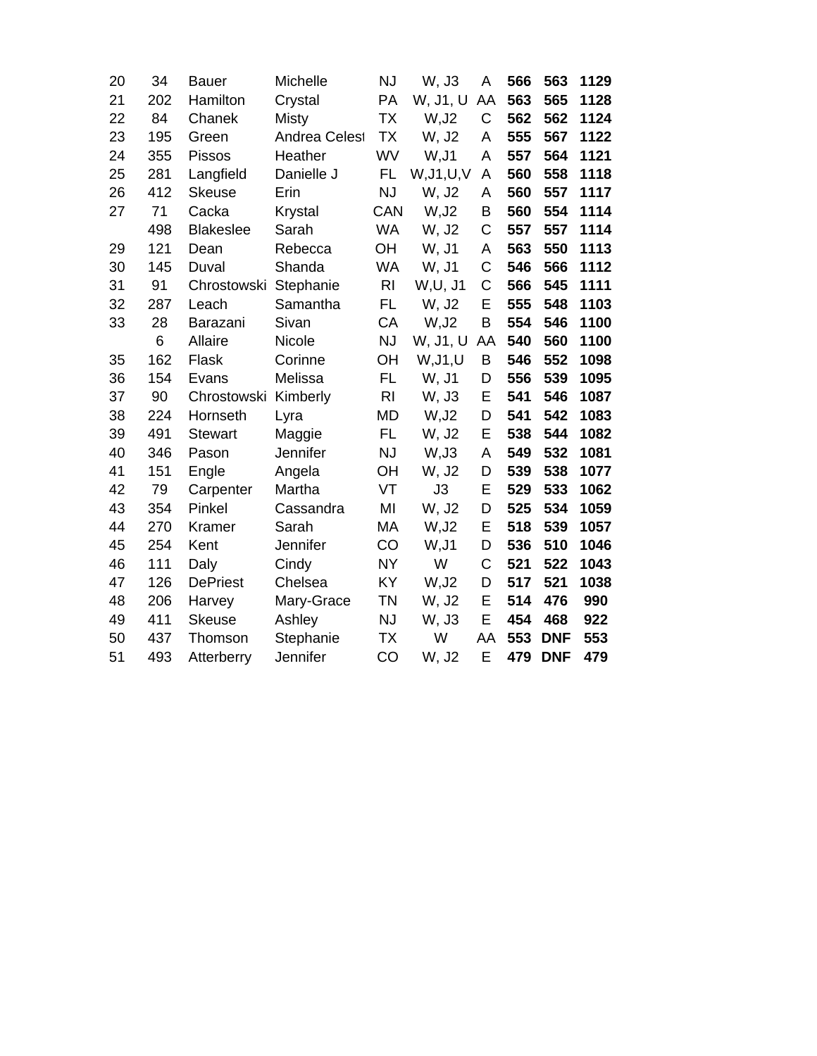| | | | | | | | | | |
|---|---|---|---|---|---|---|---|---|---|
| 20 | 34 | Bauer | Michelle | NJ | W, J3 | A | **566** | **563** | **1129** |
| 21 | 202 | Hamilton | Crystal | PA | W, J1, U | AA | **563** | **565** | **1128** |
| 22 | 84 | Chanek | Misty | TX | W,J2 | C | **562** | **562** | **1124** |
| 23 | 195 | Green | Andrea Celest | TX | W, J2 | A | **555** | **567** | **1122** |
| 24 | 355 | Pissos | Heather | WV | W,J1 | A | **557** | **564** | **1121** |
| 25 | 281 | Langfield | Danielle J | FL | W,J1,U,V | A | **560** | **558** | **1118** |
| 26 | 412 | Skeuse | Erin | NJ | W, J2 | A | **560** | **557** | **1117** |
| 27 | 71 | Cacka | Krystal | CAN | W,J2 | B | **560** | **554** | **1114** |
| | 498 | Blakeslee | Sarah | WA | W, J2 | C | **557** | **557** | **1114** |
| 29 | 121 | Dean | Rebecca | OH | W, J1 | A | **563** | **550** | **1113** |
| 30 | 145 | Duval | Shanda | WA | W, J1 | C | **546** | **566** | **1112** |
| 31 | 91 | Chrostowski | Stephanie | RI | W,U, J1 | C | **566** | **545** | **1111** |
| 32 | 287 | Leach | Samantha | FL | W, J2 | E | **555** | **548** | **1103** |
| 33 | 28 | Barazani | Sivan | CA | W,J2 | B | **554** | **546** | **1100** |
| | 6 | Allaire | Nicole | NJ | W, J1, U | AA | **540** | **560** | **1100** |
| 35 | 162 | Flask | Corinne | OH | W,J1,U | B | **546** | **552** | **1098** |
| 36 | 154 | Evans | Melissa | FL | W, J1 | D | **556** | **539** | **1095** |
| 37 | 90 | Chrostowski | Kimberly | RI | W, J3 | E | **541** | **546** | **1087** |
| 38 | 224 | Hornseth | Lyra | MD | W,J2 | D | **541** | **542** | **1083** |
| 39 | 491 | Stewart | Maggie | FL | W, J2 | E | **538** | **544** | **1082** |
| 40 | 346 | Pason | Jennifer | NJ | W,J3 | A | **549** | **532** | **1081** |
| 41 | 151 | Engle | Angela | OH | W, J2 | D | **539** | **538** | **1077** |
| 42 | 79 | Carpenter | Martha | VT | J3 | E | **529** | **533** | **1062** |
| 43 | 354 | Pinkel | Cassandra | MI | W, J2 | D | **525** | **534** | **1059** |
| 44 | 270 | Kramer | Sarah | MA | W,J2 | E | **518** | **539** | **1057** |
| 45 | 254 | Kent | Jennifer | CO | W,J1 | D | **536** | **510** | **1046** |
| 46 | 111 | Daly | Cindy | NY | W | C | **521** | **522** | **1043** |
| 47 | 126 | DePriest | Chelsea | KY | W,J2 | D | **517** | **521** | **1038** |
| 48 | 206 | Harvey | Mary-Grace | TN | W, J2 | E | **514** | **476** | **990** |
| 49 | 411 | Skeuse | Ashley | NJ | W, J3 | E | **454** | **468** | **922** |
| 50 | 437 | Thomson | Stephanie | TX | W | AA | **553** | **DNF** | **553** |
| 51 | 493 | Atterberry | Jennifer | CO | W, J2 | E | **479** | **DNF** | **479** |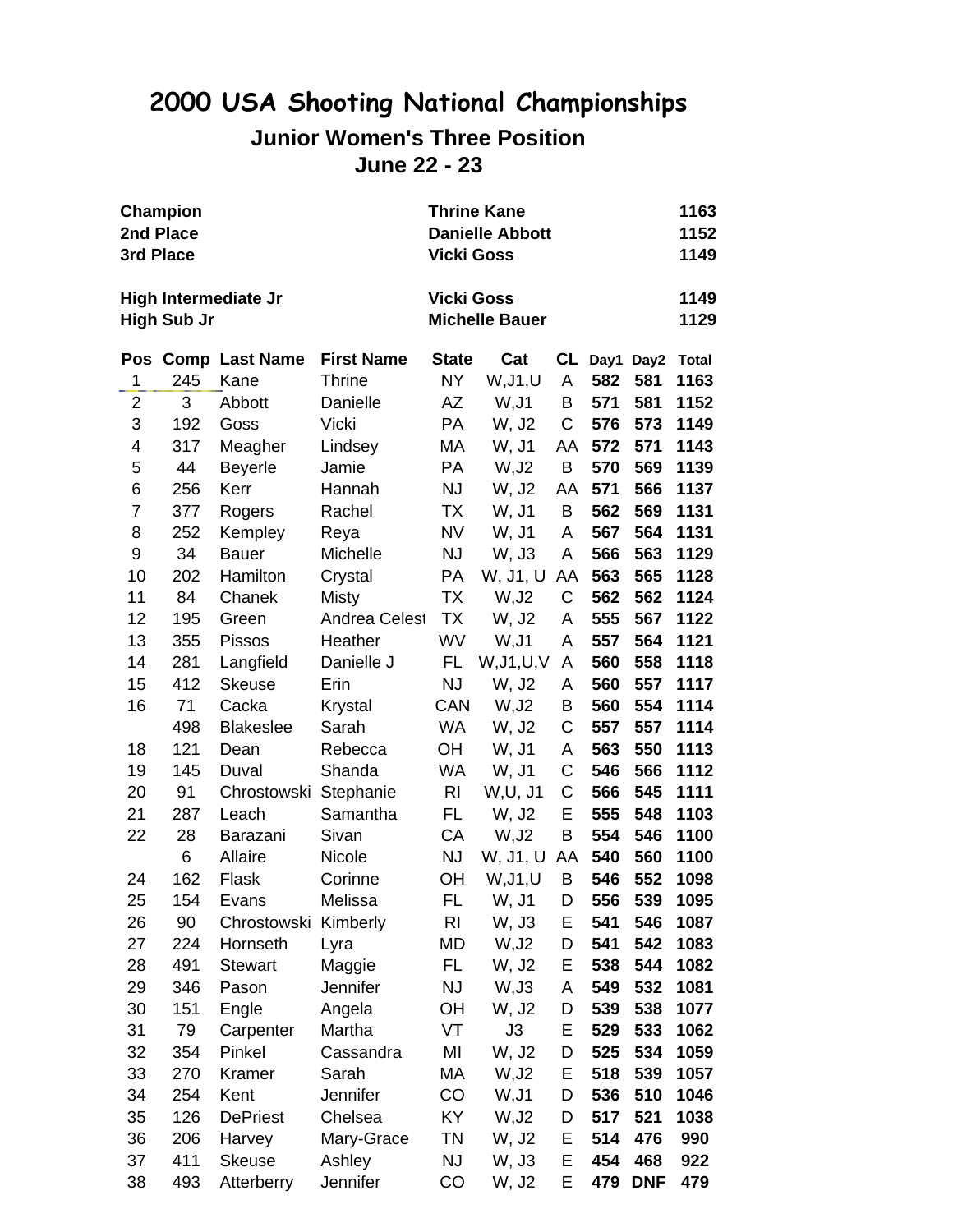# 2000 USA Shooting National Championships

## Junior Women's Three Position

### June 22 - 23

| | | |
|---|---|---|
| **Champion** | **Thrine Kane** | **1163** |
| **2nd Place** | **Danielle Abbott** | **1152** |
| **3rd Place** | **Vicki Goss** | **1149** |
| | | |
| **High Intermediate Jr** | **Vicki Goss** | **1149** |
| **High Sub Jr** | **Michelle Bauer** | **1129** |

| Pos | Comp | Last Name | First Name | State | Cat | CL | Day1 | Day2 | Total |
|---|---|---|---|---|---|---|---|---|---|
| 1 | 245 | Kane | Thrine | NY | W,J1,U | A | **582** | **581** | **1163** |
| 2 | 3 | Abbott | Danielle | AZ | W,J1 | B | **571** | **581** | **1152** |
| 3 | 192 | Goss | Vicki | PA | W, J2 | C | **576** | **573** | **1149** |
| 4 | 317 | Meagher | Lindsey | MA | W, J1 | AA | **572** | **571** | **1143** |
| 5 | 44 | Beyerle | Jamie | PA | W,J2 | B | **570** | **569** | **1139** |
| 6 | 256 | Kerr | Hannah | NJ | W, J2 | AA | **571** | **566** | **1137** |
| 7 | 377 | Rogers | Rachel | TX | W, J1 | B | **562** | **569** | **1131** |
| 8 | 252 | Kempley | Reya | NV | W, J1 | A | **567** | **564** | **1131** |
| 9 | 34 | Bauer | Michelle | NJ | W, J3 | A | **566** | **563** | **1129** |
| 10 | 202 | Hamilton | Crystal | PA | W, J1, U | AA | **563** | **565** | **1128** |
| 11 | 84 | Chanek | Misty | TX | W,J2 | C | **562** | **562** | **1124** |
| 12 | 195 | Green | Andrea Celest | TX | W, J2 | A | **555** | **567** | **1122** |
| 13 | 355 | Pissos | Heather | WV | W,J1 | A | **557** | **564** | **1121** |
| 14 | 281 | Langfield | Danielle J | FL | W,J1,U,V | A | **560** | **558** | **1118** |
| 15 | 412 | Skeuse | Erin | NJ | W, J2 | A | **560** | **557** | **1117** |
| 16 | 71 | Cacka | Krystal | CAN | W,J2 | B | **560** | **554** | **1114** |
| | 498 | Blakeslee | Sarah | WA | W, J2 | C | **557** | **557** | **1114** |
| 18 | 121 | Dean | Rebecca | OH | W, J1 | A | **563** | **550** | **1113** |
| 19 | 145 | Duval | Shanda | WA | W, J1 | C | **546** | **566** | **1112** |
| 20 | 91 | Chrostowski | Stephanie | RI | W,U, J1 | C | **566** | **545** | **1111** |
| 21 | 287 | Leach | Samantha | FL | W, J2 | E | **555** | **548** | **1103** |
| 22 | 28 | Barazani | Sivan | CA | W,J2 | B | **554** | **546** | **1100** |
| | 6 | Allaire | Nicole | NJ | W, J1, U | AA | **540** | **560** | **1100** |
| 24 | 162 | Flask | Corinne | OH | W,J1,U | B | **546** | **552** | **1098** |
| 25 | 154 | Evans | Melissa | FL | W, J1 | D | **556** | **539** | **1095** |
| 26 | 90 | Chrostowski | Kimberly | RI | W, J3 | E | **541** | **546** | **1087** |
| 27 | 224 | Hornseth | Lyra | MD | W,J2 | D | **541** | **542** | **1083** |
| 28 | 491 | Stewart | Maggie | FL | W, J2 | E | **538** | **544** | **1082** |
| 29 | 346 | Pason | Jennifer | NJ | W,J3 | A | **549** | **532** | **1081** |
| 30 | 151 | Engle | Angela | OH | W, J2 | D | **539** | **538** | **1077** |
| 31 | 79 | Carpenter | Martha | VT | J3 | E | **529** | **533** | **1062** |
| 32 | 354 | Pinkel | Cassandra | MI | W, J2 | D | **525** | **534** | **1059** |
| 33 | 270 | Kramer | Sarah | MA | W,J2 | E | **518** | **539** | **1057** |
| 34 | 254 | Kent | Jennifer | CO | W,J1 | D | **536** | **510** | **1046** |
| 35 | 126 | DePriest | Chelsea | KY | W,J2 | D | **517** | **521** | **1038** |
| 36 | 206 | Harvey | Mary-Grace | TN | W, J2 | E | **514** | **476** | **990** |
| 37 | 411 | Skeuse | Ashley | NJ | W, J3 | E | **454** | **468** | **922** |
| 38 | 493 | Atterberry | Jennifer | CO | W, J2 | E | **479** | **DNF** | **479** |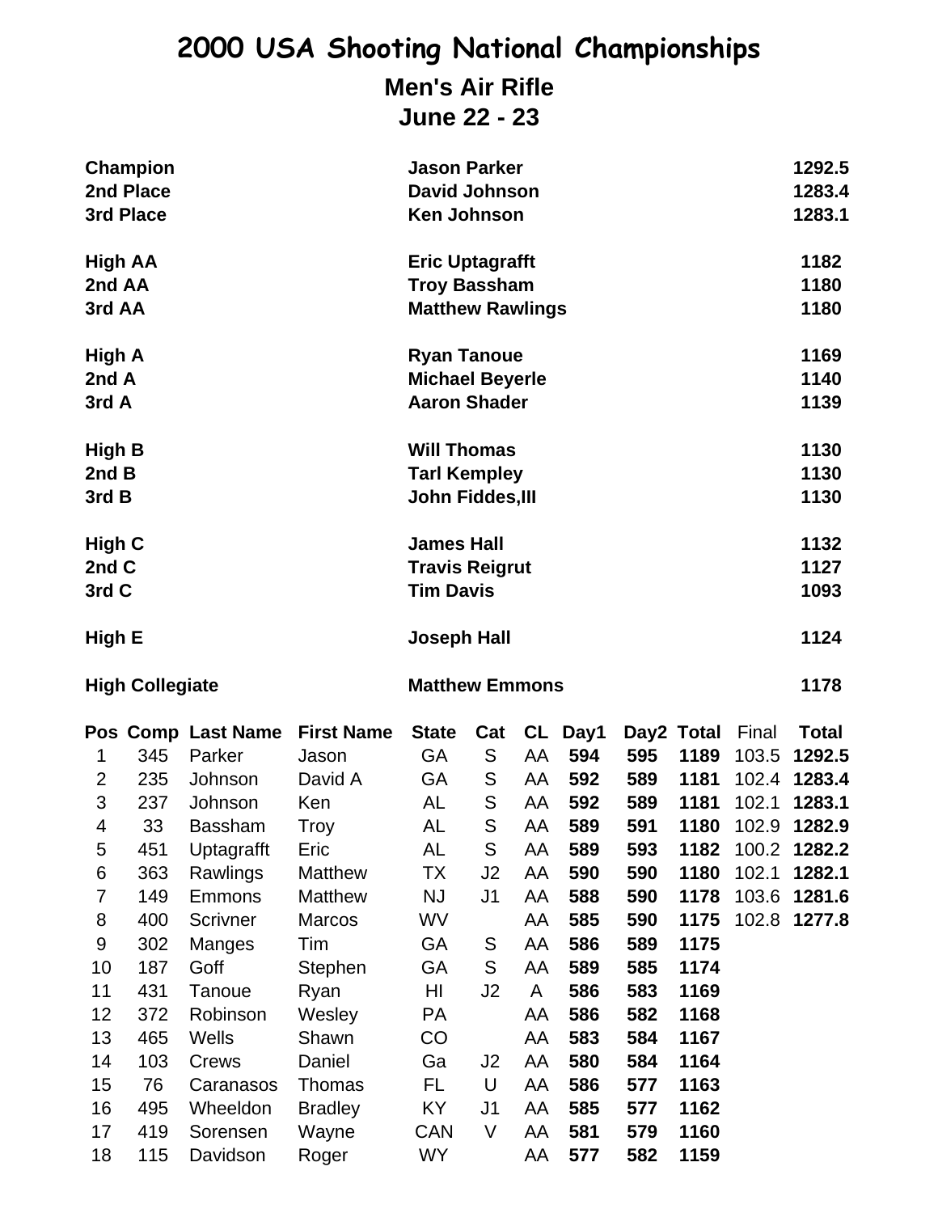# 2000 USA Shooting National Championships

## Men's Air Rifle

## June 22 - 23

| | | |
|---|---|---|
| **Champion** | **Jason Parker** | **1292.5** |
| **2nd Place** | **David Johnson** | **1283.4** |
| **3rd Place** | **Ken Johnson** | **1283.1** |
| | | |
| **High AA** | **Eric Uptagrafft** | **1182** |
| **2nd AA** | **Troy Bassham** | **1180** |
| **3rd AA** | **Matthew Rawlings** | **1180** |
| | | |
| **High A** | **Ryan Tanoue** | **1169** |
| **2nd A** | **Michael Beyerle** | **1140** |
| **3rd A** | **Aaron Shader** | **1139** |
| | | |
| **High B** | **Will Thomas** | **1130** |
| **2nd B** | **Tarl Kempley** | **1130** |
| **3rd B** | **John Fiddes,III** | **1130** |
| | | |
| **High C** | **James Hall** | **1132** |
| **2nd C** | **Travis Reigrut** | **1127** |
| **3rd C** | **Tim Davis** | **1093** |
| | | |
| **High E** | **Joseph Hall** | **1124** |
| | | |
| **High Collegiate** | **Matthew Emmons** | **1178** |

| Pos | Comp | Last Name | First Name | State | Cat | CL | Day1 | Day2 | Total | Final | Total |
|---|---|---|---|---|---|---|---|---|---|---|---|
| 1 | 345 | Parker | Jason | GA | S | AA | **594** | **595** | **1189** | 103.5 | **1292.5** |
| 2 | 235 | Johnson | David A | GA | S | AA | **592** | **589** | **1181** | 102.4 | **1283.4** |
| 3 | 237 | Johnson | Ken | AL | S | AA | **592** | **589** | **1181** | 102.1 | **1283.1** |
| 4 | 33 | Bassham | Troy | AL | S | AA | **589** | **591** | **1180** | 102.9 | **1282.9** |
| 5 | 451 | Uptagrafft | Eric | AL | S | AA | **589** | **593** | **1182** | 100.2 | **1282.2** |
| 6 | 363 | Rawlings | Matthew | TX | J2 | AA | **590** | **590** | **1180** | 102.1 | **1282.1** |
| 7 | 149 | Emmons | Matthew | NJ | J1 | AA | **588** | **590** | **1178** | 103.6 | **1281.6** |
| 8 | 400 | Scrivner | Marcos | WV | | AA | **585** | **590** | **1175** | 102.8 | **1277.8** |
| 9 | 302 | Manges | Tim | GA | S | AA | **586** | **589** | **1175** | | |
| 10 | 187 | Goff | Stephen | GA | S | AA | **589** | **585** | **1174** | | |
| 11 | 431 | Tanoue | Ryan | HI | J2 | A | **586** | **583** | **1169** | | |
| 12 | 372 | Robinson | Wesley | PA | | AA | **586** | **582** | **1168** | | |
| 13 | 465 | Wells | Shawn | CO | | AA | **583** | **584** | **1167** | | |
| 14 | 103 | Crews | Daniel | Ga | J2 | AA | **580** | **584** | **1164** | | |
| 15 | 76 | Caranasos | Thomas | FL | U | AA | **586** | **577** | **1163** | | |
| 16 | 495 | Wheeldon | Bradley | KY | J1 | AA | **585** | **577** | **1162** | | |
| 17 | 419 | Sorensen | Wayne | CAN | V | AA | **581** | **579** | **1160** | | |
| 18 | 115 | Davidson | Roger | WY | | AA | **577** | **582** | **1159** | | |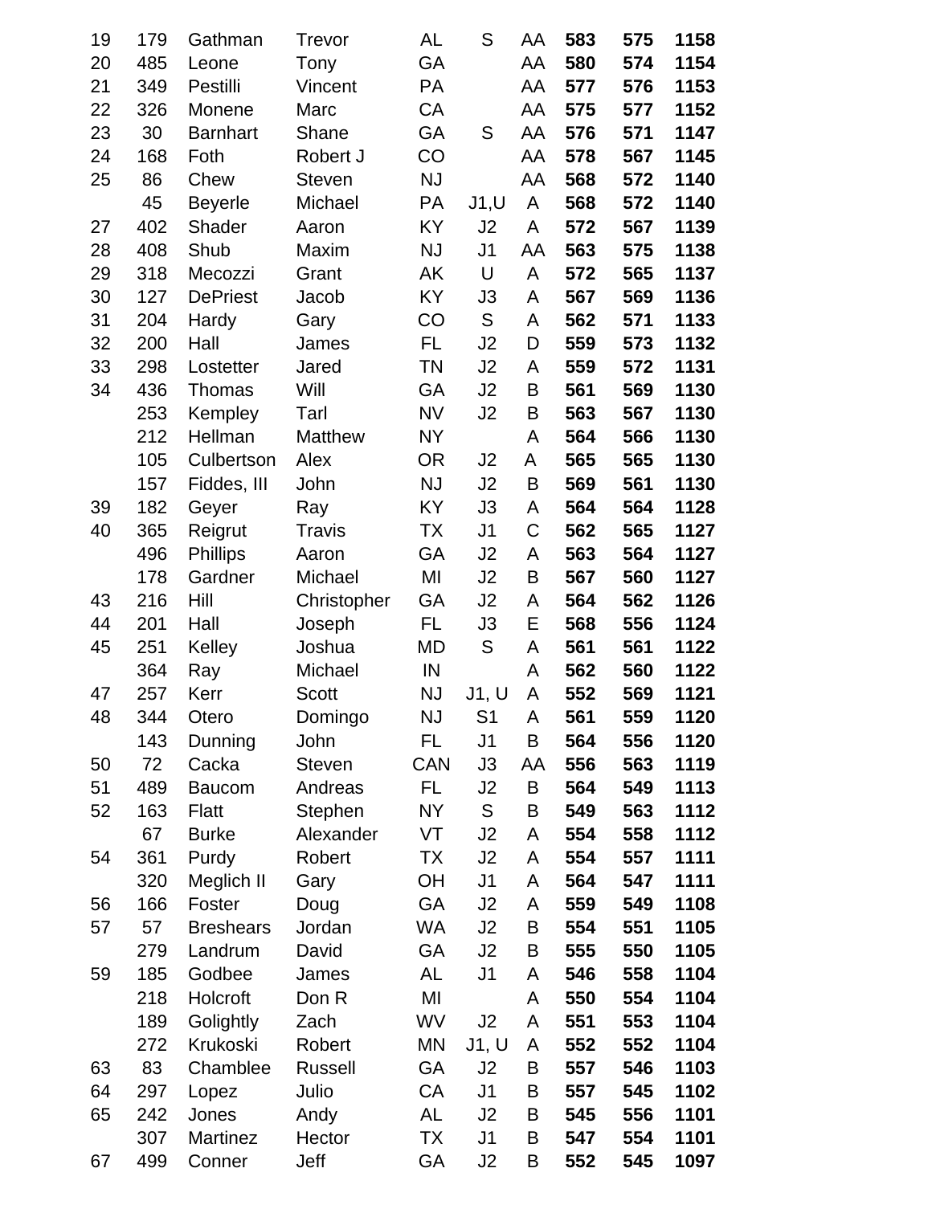| | | | | | | | | | |
|---|---|---|---|---|---|---|---|---|---|
| 19 | 179 | Gathman | Trevor | AL | S | AA | **583** | **575** | **1158** |
| 20 | 485 | Leone | Tony | GA | | AA | **580** | **574** | **1154** |
| 21 | 349 | Pestilli | Vincent | PA | | AA | **577** | **576** | **1153** |
| 22 | 326 | Monene | Marc | CA | | AA | **575** | **577** | **1152** |
| 23 | 30 | Barnhart | Shane | GA | S | AA | **576** | **571** | **1147** |
| 24 | 168 | Foth | Robert J | CO | | AA | **578** | **567** | **1145** |
| 25 | 86 | Chew | Steven | NJ | | AA | **568** | **572** | **1140** |
| | 45 | Beyerle | Michael | PA | J1,U | A | **568** | **572** | **1140** |
| 27 | 402 | Shader | Aaron | KY | J2 | A | **572** | **567** | **1139** |
| 28 | 408 | Shub | Maxim | NJ | J1 | AA | **563** | **575** | **1138** |
| 29 | 318 | Mecozzi | Grant | AK | U | A | **572** | **565** | **1137** |
| 30 | 127 | DePriest | Jacob | KY | J3 | A | **567** | **569** | **1136** |
| 31 | 204 | Hardy | Gary | CO | S | A | **562** | **571** | **1133** |
| 32 | 200 | Hall | James | FL | J2 | D | **559** | **573** | **1132** |
| 33 | 298 | Lostetter | Jared | TN | J2 | A | **559** | **572** | **1131** |
| 34 | 436 | Thomas | Will | GA | J2 | B | **561** | **569** | **1130** |
| | 253 | Kempley | Tarl | NV | J2 | B | **563** | **567** | **1130** |
| | 212 | Hellman | Matthew | NY | | A | **564** | **566** | **1130** |
| | 105 | Culbertson | Alex | OR | J2 | A | **565** | **565** | **1130** |
| | 157 | Fiddes, III | John | NJ | J2 | B | **569** | **561** | **1130** |
| 39 | 182 | Geyer | Ray | KY | J3 | A | **564** | **564** | **1128** |
| 40 | 365 | Reigrut | Travis | TX | J1 | C | **562** | **565** | **1127** |
| | 496 | Phillips | Aaron | GA | J2 | A | **563** | **564** | **1127** |
| | 178 | Gardner | Michael | MI | J2 | B | **567** | **560** | **1127** |
| 43 | 216 | Hill | Christopher | GA | J2 | A | **564** | **562** | **1126** |
| 44 | 201 | Hall | Joseph | FL | J3 | E | **568** | **556** | **1124** |
| 45 | 251 | Kelley | Joshua | MD | S | A | **561** | **561** | **1122** |
| | 364 | Ray | Michael | IN | | A | **562** | **560** | **1122** |
| 47 | 257 | Kerr | Scott | NJ | J1, U | A | **552** | **569** | **1121** |
| 48 | 344 | Otero | Domingo | NJ | S1 | A | **561** | **559** | **1120** |
| | 143 | Dunning | John | FL | J1 | B | **564** | **556** | **1120** |
| 50 | 72 | Cacka | Steven | CAN | J3 | AA | **556** | **563** | **1119** |
| 51 | 489 | Baucom | Andreas | FL | J2 | B | **564** | **549** | **1113** |
| 52 | 163 | Flatt | Stephen | NY | S | B | **549** | **563** | **1112** |
| | 67 | Burke | Alexander | VT | J2 | A | **554** | **558** | **1112** |
| 54 | 361 | Purdy | Robert | TX | J2 | A | **554** | **557** | **1111** |
| | 320 | Meglich II | Gary | OH | J1 | A | **564** | **547** | **1111** |
| 56 | 166 | Foster | Doug | GA | J2 | A | **559** | **549** | **1108** |
| 57 | 57 | Breshears | Jordan | WA | J2 | B | **554** | **551** | **1105** |
| | 279 | Landrum | David | GA | J2 | B | **555** | **550** | **1105** |
| 59 | 185 | Godbee | James | AL | J1 | A | **546** | **558** | **1104** |
| | 218 | Holcroft | Don R | MI | | A | **550** | **554** | **1104** |
| | 189 | Golightly | Zach | WV | J2 | A | **551** | **553** | **1104** |
| | 272 | Krukoski | Robert | MN | J1, U | A | **552** | **552** | **1104** |
| 63 | 83 | Chamblee | Russell | GA | J2 | B | **557** | **546** | **1103** |
| 64 | 297 | Lopez | Julio | CA | J1 | B | **557** | **545** | **1102** |
| 65 | 242 | Jones | Andy | AL | J2 | B | **545** | **556** | **1101** |
| | 307 | Martinez | Hector | TX | J1 | B | **547** | **554** | **1101** |
| 67 | 499 | Conner | Jeff | GA | J2 | B | **552** | **545** | **1097** |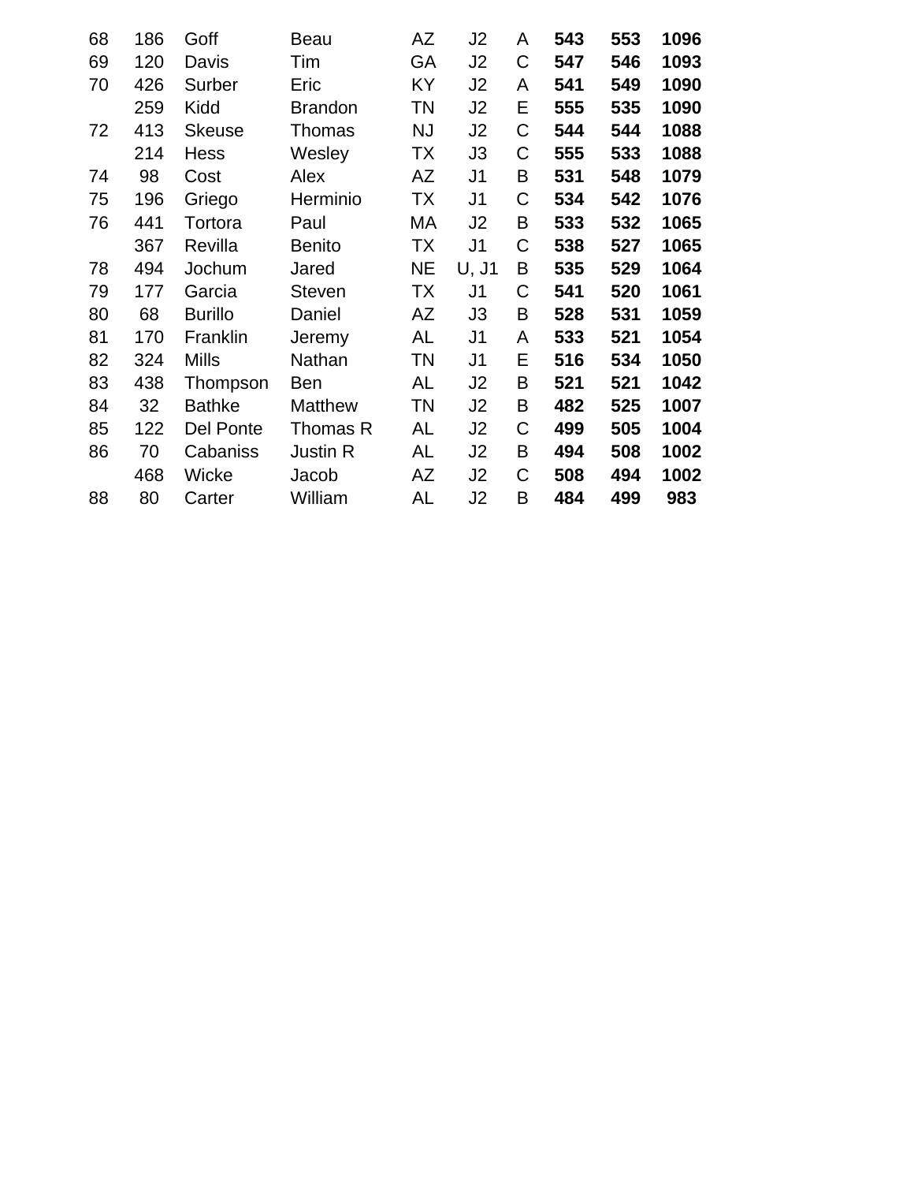| | | | | | | | | | |
|---|---|---|---|---|---|---|---|---|---|
| 68 | 186 | Goff | Beau | AZ | J2 | A | **543** | **553** | **1096** |
| 69 | 120 | Davis | Tim | GA | J2 | C | **547** | **546** | **1093** |
| 70 | 426 | Surber | Eric | KY | J2 | A | **541** | **549** | **1090** |
| | 259 | Kidd | Brandon | TN | J2 | E | **555** | **535** | **1090** |
| 72 | 413 | Skeuse | Thomas | NJ | J2 | C | **544** | **544** | **1088** |
| | 214 | Hess | Wesley | TX | J3 | C | **555** | **533** | **1088** |
| 74 | 98 | Cost | Alex | AZ | J1 | B | **531** | **548** | **1079** |
| 75 | 196 | Griego | Herminio | TX | J1 | C | **534** | **542** | **1076** |
| 76 | 441 | Tortora | Paul | MA | J2 | B | **533** | **532** | **1065** |
| | 367 | Revilla | Benito | TX | J1 | C | **538** | **527** | **1065** |
| 78 | 494 | Jochum | Jared | NE | U, J1 | B | **535** | **529** | **1064** |
| 79 | 177 | Garcia | Steven | TX | J1 | C | **541** | **520** | **1061** |
| 80 | 68 | Burillo | Daniel | AZ | J3 | B | **528** | **531** | **1059** |
| 81 | 170 | Franklin | Jeremy | AL | J1 | A | **533** | **521** | **1054** |
| 82 | 324 | Mills | Nathan | TN | J1 | E | **516** | **534** | **1050** |
| 83 | 438 | Thompson | Ben | AL | J2 | B | **521** | **521** | **1042** |
| 84 | 32 | Bathke | Matthew | TN | J2 | B | **482** | **525** | **1007** |
| 85 | 122 | Del Ponte | Thomas R | AL | J2 | C | **499** | **505** | **1004** |
| 86 | 70 | Cabaniss | Justin R | AL | J2 | B | **494** | **508** | **1002** |
| | 468 | Wicke | Jacob | AZ | J2 | C | **508** | **494** | **1002** |
| 88 | 80 | Carter | William | AL | J2 | B | **484** | **499** | **983** |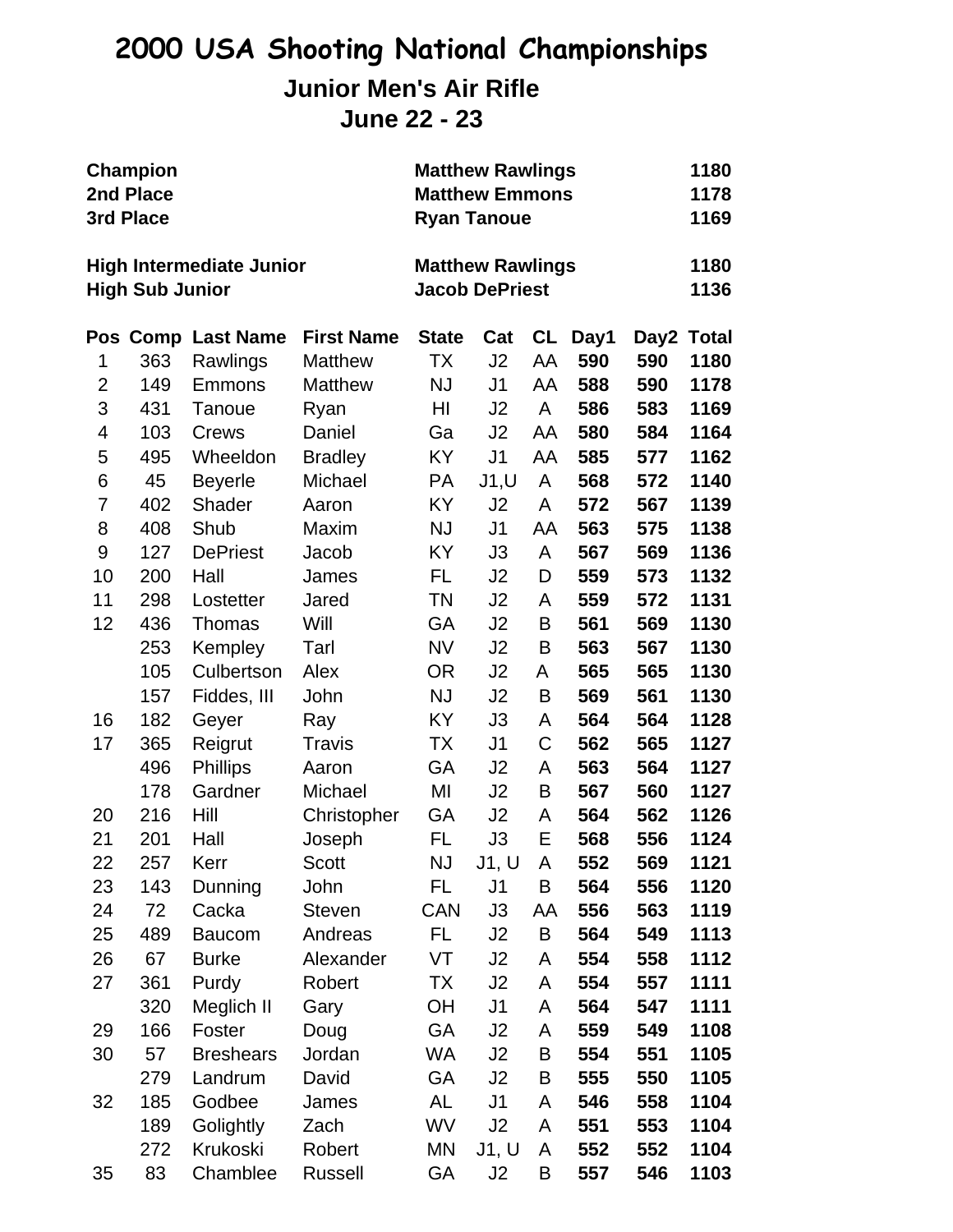# 2000 USA Shooting National Championships

## Junior Men's Air Rifle

## June 22 - 23

| | | |
|---|---|---|
| **Champion** | **Matthew Rawlings** | **1180** |
| **2nd Place** | **Matthew Emmons** | **1178** |
| **3rd Place** | **Ryan Tanoue** | **1169** |
| | | |
| **High Intermediate Junior** | **Matthew Rawlings** | **1180** |
| **High Sub Junior** | **Jacob DePriest** | **1136** |

| Pos | Comp | Last Name | First Name | State | Cat | CL | Day1 | Day2 | Total |
|---|---|---|---|---|---|---|---|---|---|
| 1 | 363 | Rawlings | Matthew | TX | J2 | AA | **590** | **590** | **1180** |
| 2 | 149 | Emmons | Matthew | NJ | J1 | AA | **588** | **590** | **1178** |
| 3 | 431 | Tanoue | Ryan | HI | J2 | A | **586** | **583** | **1169** |
| 4 | 103 | Crews | Daniel | Ga | J2 | AA | **580** | **584** | **1164** |
| 5 | 495 | Wheeldon | Bradley | KY | J1 | AA | **585** | **577** | **1162** |
| 6 | 45 | Beyerle | Michael | PA | J1,U | A | **568** | **572** | **1140** |
| 7 | 402 | Shader | Aaron | KY | J2 | A | **572** | **567** | **1139** |
| 8 | 408 | Shub | Maxim | NJ | J1 | AA | **563** | **575** | **1138** |
| 9 | 127 | DePriest | Jacob | KY | J3 | A | **567** | **569** | **1136** |
| 10 | 200 | Hall | James | FL | J2 | D | **559** | **573** | **1132** |
| 11 | 298 | Lostetter | Jared | TN | J2 | A | **559** | **572** | **1131** |
| 12 | 436 | Thomas | Will | GA | J2 | B | **561** | **569** | **1130** |
| | 253 | Kempley | Tarl | NV | J2 | B | **563** | **567** | **1130** |
| | 105 | Culbertson | Alex | OR | J2 | A | **565** | **565** | **1130** |
| | 157 | Fiddes, III | John | NJ | J2 | B | **569** | **561** | **1130** |
| 16 | 182 | Geyer | Ray | KY | J3 | A | **564** | **564** | **1128** |
| 17 | 365 | Reigrut | Travis | TX | J1 | C | **562** | **565** | **1127** |
| | 496 | Phillips | Aaron | GA | J2 | A | **563** | **564** | **1127** |
| | 178 | Gardner | Michael | MI | J2 | B | **567** | **560** | **1127** |
| 20 | 216 | Hill | Christopher | GA | J2 | A | **564** | **562** | **1126** |
| 21 | 201 | Hall | Joseph | FL | J3 | E | **568** | **556** | **1124** |
| 22 | 257 | Kerr | Scott | NJ | J1, U | A | **552** | **569** | **1121** |
| 23 | 143 | Dunning | John | FL | J1 | B | **564** | **556** | **1120** |
| 24 | 72 | Cacka | Steven | CAN | J3 | AA | **556** | **563** | **1119** |
| 25 | 489 | Baucom | Andreas | FL | J2 | B | **564** | **549** | **1113** |
| 26 | 67 | Burke | Alexander | VT | J2 | A | **554** | **558** | **1112** |
| 27 | 361 | Purdy | Robert | TX | J2 | A | **554** | **557** | **1111** |
| | 320 | Meglich II | Gary | OH | J1 | A | **564** | **547** | **1111** |
| 29 | 166 | Foster | Doug | GA | J2 | A | **559** | **549** | **1108** |
| 30 | 57 | Breshears | Jordan | WA | J2 | B | **554** | **551** | **1105** |
| | 279 | Landrum | David | GA | J2 | B | **555** | **550** | **1105** |
| 32 | 185 | Godbee | James | AL | J1 | A | **546** | **558** | **1104** |
| | 189 | Golightly | Zach | WV | J2 | A | **551** | **553** | **1104** |
| | 272 | Krukoski | Robert | MN | J1, U | A | **552** | **552** | **1104** |
| 35 | 83 | Chamblee | Russell | GA | J2 | B | **557** | **546** | **1103** |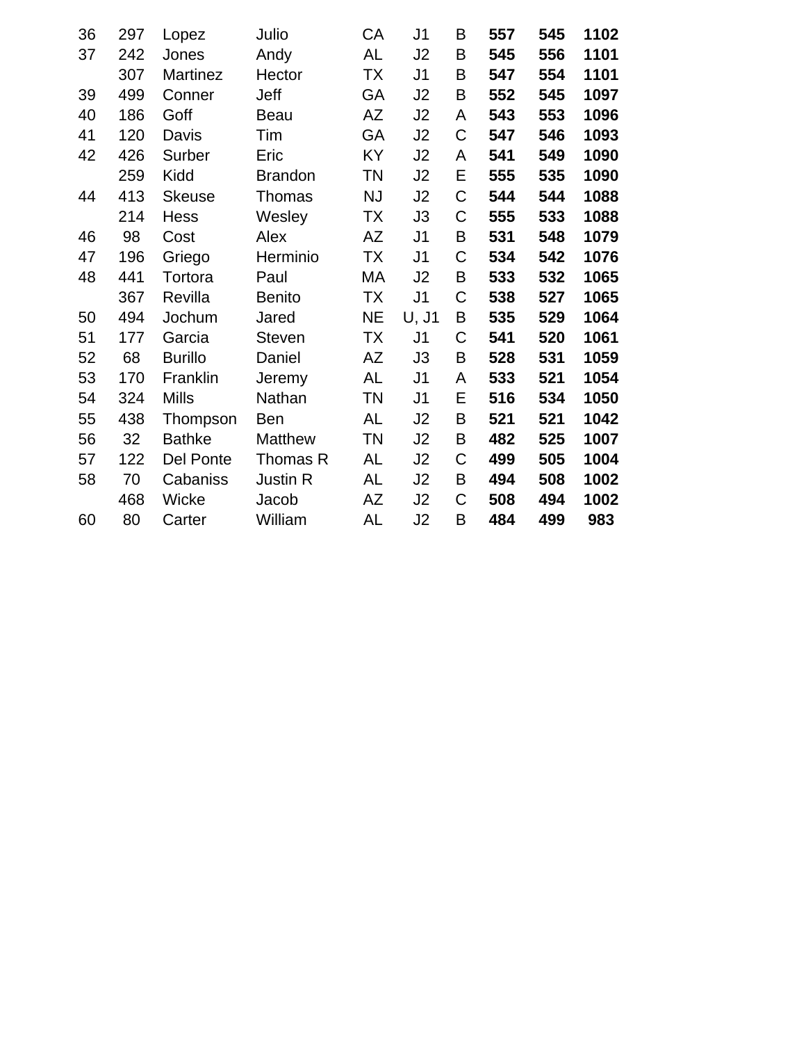| | | | | | | | | | |
|---|---|---|---|---|---|---|---|---|---|
| 36 | 297 | Lopez | Julio | CA | J1 | B | **557** | **545** | **1102** |
| 37 | 242 | Jones | Andy | AL | J2 | B | **545** | **556** | **1101** |
| | 307 | Martinez | Hector | TX | J1 | B | **547** | **554** | **1101** |
| 39 | 499 | Conner | Jeff | GA | J2 | B | **552** | **545** | **1097** |
| 40 | 186 | Goff | Beau | AZ | J2 | A | **543** | **553** | **1096** |
| 41 | 120 | Davis | Tim | GA | J2 | C | **547** | **546** | **1093** |
| 42 | 426 | Surber | Eric | KY | J2 | A | **541** | **549** | **1090** |
| | 259 | Kidd | Brandon | TN | J2 | E | **555** | **535** | **1090** |
| 44 | 413 | Skeuse | Thomas | NJ | J2 | C | **544** | **544** | **1088** |
| | 214 | Hess | Wesley | TX | J3 | C | **555** | **533** | **1088** |
| 46 | 98 | Cost | Alex | AZ | J1 | B | **531** | **548** | **1079** |
| 47 | 196 | Griego | Herminio | TX | J1 | C | **534** | **542** | **1076** |
| 48 | 441 | Tortora | Paul | MA | J2 | B | **533** | **532** | **1065** |
| | 367 | Revilla | Benito | TX | J1 | C | **538** | **527** | **1065** |
| 50 | 494 | Jochum | Jared | NE | U, J1 | B | **535** | **529** | **1064** |
| 51 | 177 | Garcia | Steven | TX | J1 | C | **541** | **520** | **1061** |
| 52 | 68 | Burillo | Daniel | AZ | J3 | B | **528** | **531** | **1059** |
| 53 | 170 | Franklin | Jeremy | AL | J1 | A | **533** | **521** | **1054** |
| 54 | 324 | Mills | Nathan | TN | J1 | E | **516** | **534** | **1050** |
| 55 | 438 | Thompson | Ben | AL | J2 | B | **521** | **521** | **1042** |
| 56 | 32 | Bathke | Matthew | TN | J2 | B | **482** | **525** | **1007** |
| 57 | 122 | Del Ponte | Thomas R | AL | J2 | C | **499** | **505** | **1004** |
| 58 | 70 | Cabaniss | Justin R | AL | J2 | B | **494** | **508** | **1002** |
| | 468 | Wicke | Jacob | AZ | J2 | C | **508** | **494** | **1002** |
| 60 | 80 | Carter | William | AL | J2 | B | **484** | **499** | **983** |